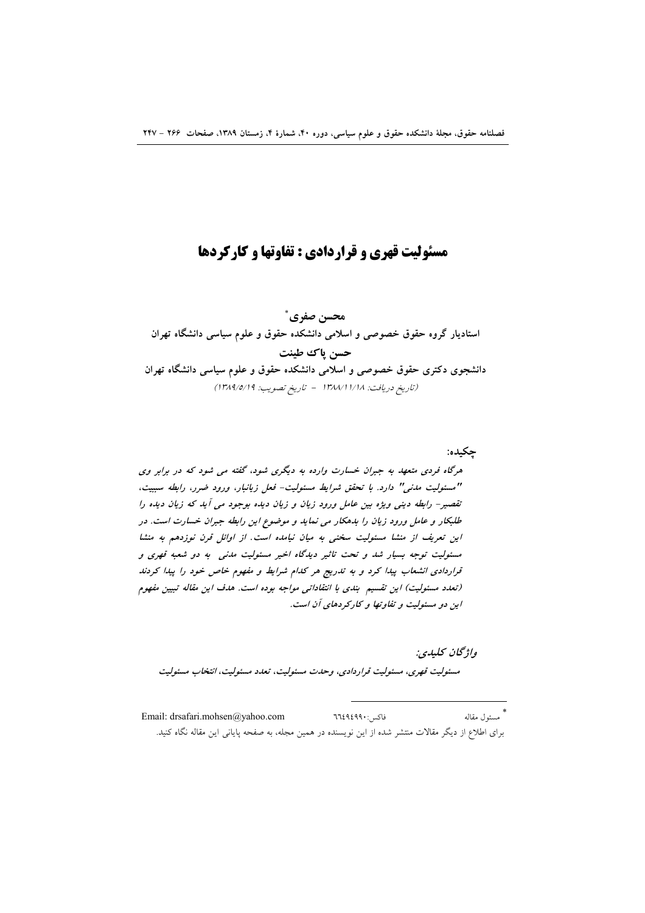# مسئولیت قهری و قراردادی: تفاوتها و کارکردها

**محسن صفری** *

**استادیار گروه حقوق خصوصی و اسلامی دانشکده حقوق و علوم سیاسی دانشگاه تهران**

**حسن پاک طینت**

**دانشجوی دکتری حقوق خصوصی و اسلامی دانشکده حقوق و علوم سیاسی دانشگاه تهران**

(تاریخ دریافت: ۱۳۸۸/۱۱/۱۸ - تاریخ تصویب: ۱۳۸۹/۵/۱۹)

**چکیده:**

*هرگاه فردی متعهد به جبران خسارت وارده به دیگری شود، گفته می شود که در برابر وی "مسئولیت مدنی" دارد. با تحقق شرایط مسئولیت- فعل زیانبار، ورود ضرر، رابطه سببیت، تقصیر- رابطه دینی ویژه بین عامل ورود زیان و زیان دیده بوجود می آید که زیان دیده را طلبکار و عامل ورود زیان را بدهکار می نماید و موضوع این رابطه جبران خسارت است. در این تعریف از منشا مسئولیت سخنی به میان نیامده است. از اوائل قرن نوزدهم به منشا مسئولیت توجه بسیار شد و تحت تاثیر دیدگاه اخیر مسئولیت مدنی به دو شعبه قهری و قراردادی انشعاب پیدا کرد و به تدریج هر کدام شرایط و مفهوم خاص خود را پیدا کردند (تعدد مسئولیت) این تقسیم بندی با انتقاداتی مواجه بوده است. هدف این مقاله تبیین مفهوم این دو مسئولیت و تفاوتها و کارکردهای آن است.*

**واژگان کلیدی:**

*مسئولیت قهری، مسئولیت قراردادی، وحدت مسئولیت، تعدد مسئولیت، انتخاب مسئولیت*

---

* مسئول مقاله فاکس: ۶۶۴۹۴۹۹۰ Email: drsafari.mohsen@yahoo.com

برای اطلاع از دیگر مقالات منتشر شده از این نویسنده در همین مجله، به صفحه پایانی این مقاله نگاه کنید.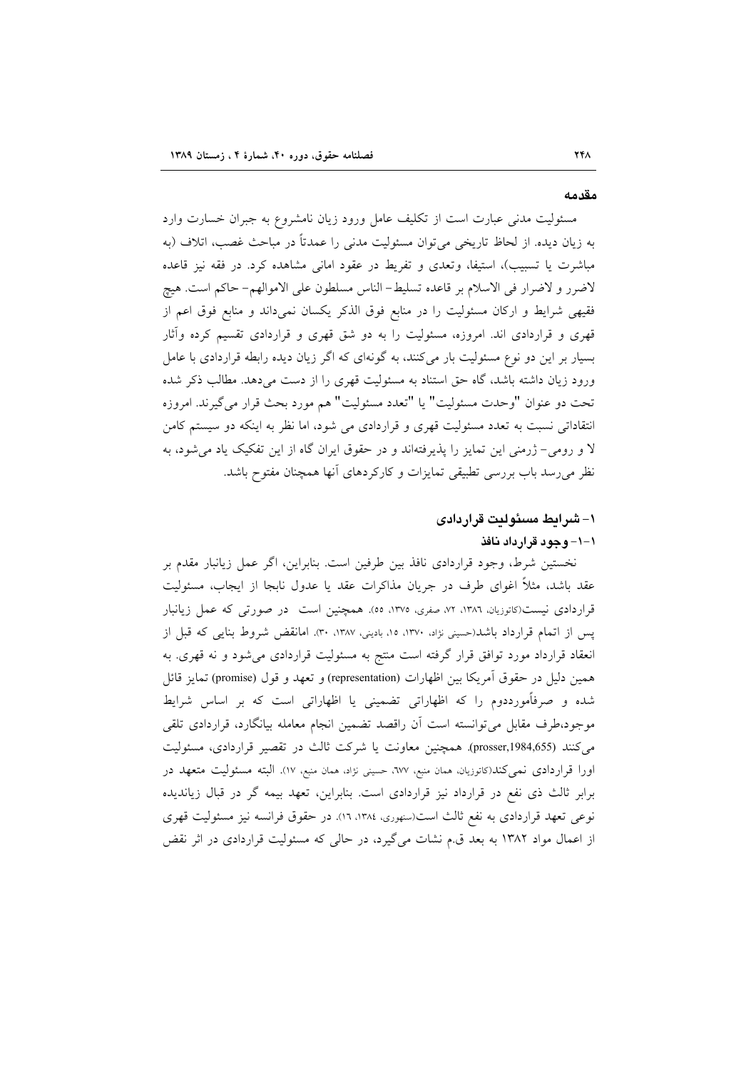## مقدمه

مسئولیت مدنی عبارت است از تکلیف عامل ورود زیان نامشروع به جبران خسارت وارد به زیان دیده. از لحاظ تاریخی می‌توان مسئولیت مدنی را عمدتاً در مباحث غصب، اتلاف (به مباشرت یا تسبیب)، استیفا، وتعدی و تفریط در عقود امانی مشاهده کرد. در فقه نیز قاعده لاضرر و لاضرار فی الاسلام بر قاعده تسلیط- الناس مسلطون علی اموالهم- حاکم است. هیچ فقیهی شرایط و ارکان مسئولیت را در منابع فوق الذکر یکسان نمی‌داند و منابع فوق اعم از قهری و قراردادی اند. امروزه، مسئولیت را به دو شق قهری و قراردادی تقسیم کرده وآثار بسیار بر این دو نوع مسئولیت بار می‌کنند، به گونه‌ای که اگر زیان دیده رابطه قراردادی با عامل ورود زیان داشته باشد، گاه حق استناد به مسئولیت قهری را از دست می‌دهد. مطالب ذکر شده تحت دو عنوان "وحدت مسئولیت" یا "تعدد مسئولیت" هم مورد بحث قرار می‌گیرند. امروزه انتقاداتی نسبت به تعدد مسئولیت قهری و قراردادی می شود، اما نظر به اینکه دو سیستم کامن لا و رومی- ژرمنی این تمایز را پذیرفته‌اند و در حقوق ایران گاه از این تفکیک یاد می‌شود، به نظر می‌رسد باب بررسی تطبیقی تمایزات و کارکردهای آنها همچنان مفتوح باشد.

## ۱- شرایط مسئولیت قراردادی

### ۱-۱- وجود قرارداد نافذ

نخستین شرط، وجود قراردادی نافذ بین طرفین است. بنابراین، اگر عمل زیانبار مقدم بر عقد باشد، مثلاً اغوای طرف در جریان مذاکرات عقد یا عدول نابجا از ایجاب، مسئولیت قراردادی نیست(کاتوزیان، ۱۳۸٦، ۷۲، صفری، ۱۳۷۵، ۵۵). همچنین است در صورتی که عمل زیانبار پس از اتمام قرارداد باشد(حسینی نژاد، ۱۳۷۰، ۱۵، بادینی، ۱۳۸۷، ۳۰). امانقض شروط بنایی که قبل از انعقاد قرارداد مورد توافق قرار گرفته است منتج به مسئولیت قراردادی می‌شود و نه قهری. به همین دلیل در حقوق آمریکا بین اظهارات (representation) و تعهد و قول (promise) تمایز قائل شده و صرفاًمورددوم را که اظهاراتی تضمینی یا اظهاراتی است که بر اساس شرایط موجود،طرف مقابل می‌توانسته است آن راقصد تضمین انجام معامله بیانگارد، قراردادی تلقی می‌کنند (prosser,1984,655). همچنین معاونت یا شرکت ثالث در تقصیر قراردادی، مسئولیت اورا قراردادی نمی‌کند(کاتوزیان، همان منبع، ٦۷۷، حسینی نژاد، همان منبع، ۱۷). البته مسئولیت متعهد در برابر ثالث ذی نفع در قرارداد نیز قراردادی است. بنابراین، تعهد بیمه گر در قبال زیاندیده نوعی تعهد قراردادی به نفع ثالث است(سنهوری، ۱۳۸٤، ۱٦). در حقوق فرانسه نیز مسئولیت قهری از اعمال مواد ۱۳۸۲ به بعد ق.م نشات می‌گیرد، در حالی که مسئولیت قراردادی در اثر نقض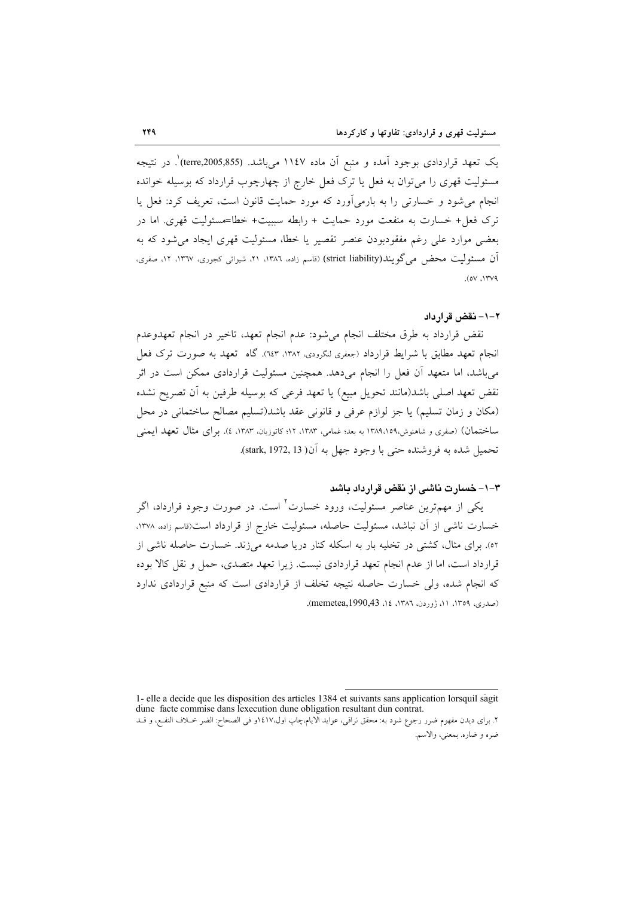یک تعهد قراردادی بوجود آمده و منبع آن ماده ۱۱۴۷ می‌باشد. (terre,2005,855)[1]. در نتیجه مسئولیت قهری را می‌توان به فعل یا ترک فعل خارج از چهارچوب قرارداد که بوسیله خوانده انجام می‌شود و خسارتی را به بارمی‌آورد که مورد حمایت قانون است، تعریف کرد: فعل یا ترک فعل+ خسارت به منفعت مورد حمایت + رابطه سببیت+ خطا=مسئولیت قهری. اما در بعضی موارد علی رغم مفقودبودن عنصر تقصیر یا خطا، مسئولیت قهری ایجاد می‌شود که به آن مسئولیت محض می‌گویند(strict liability) (قاسم زاده، ۱۳۸۶، ۲۱، شیوائی کجوری، ۱۳٦۷، ۱۲، صفری، ۱۳۷۹، ۵۷).

### ۲-۱- نقض قرارداد

نقض قرارداد به طرق مختلف انجام می‌شود: عدم انجام تعهد، تاخیر در انجام تعهدوعدم انجام تعهد مطابق با شرایط قرارداد (جعفری لنگرودی، ۱۳۸۲، ٦٤۳). گاه تعهد به صورت ترک فعل می‌باشد، اما متعهد آن فعل را انجام می‌دهد. همچنین مسئولیت قراردادی ممکن است در اثر نقض تعهد اصلی باشد(مانند تحویل مبیع) یا تعهد فرعی که بوسیله طرفین به آن تصریح نشده (مکان و زمان تسلیم) یا جز لوازم عرفی و قانونی عقد باشد(تسلیم مصالح ساختمانی در محل ساختمان) (صفری و شاهنوش،۱۳۸۹،۱۵۹ به بعد؛ غمامی، ۱۳۸۳، ۱۲؛ کاتوزیان، ۱۳۸۳، ٤). برای مثال تعهد ایمنی تحمیل شده به فروشنده حتی با وجود جهل به آن( stark, 1972, 13).

### ۳-۱- خسارت ناشی از نقض قرارداد باشد

یکی از مهم‌ترین عناصر مسئولیت، ورود خسارت[2] است. در صورت وجود قرارداد، اگر خسارت ناشی از آن نباشد، مسئولیت حاصله، مسئولیت خارج از قرارداد است(قاسم زاده، ۱۳۷۸، ۵۲). برای مثال، کشتی در تخلیه بار به اسکله کنار دریا صدمه می‌زند. خسارت حاصله ناشی از قرارداد است، اما از عدم انجام تعهد قراردادی نیست. زیرا تعهد متصدی، حمل و نقل کالا بوده که انجام شده، ولی خسارت حاصله نتیجه تخلف از قراردادی است که منبع قراردادی ندارد (صدری، ۱۳۵۹، ۱۱، ژوردن، ۱۳۸٦، ۱٤، memetea,1990,43).

---

1- elle a decide que les disposition des articles 1384 et suivants sans application lorsquil sagit dune facte commise dans lexecution dune obligation resultant dun contrat.

۲. برای دیدن مفهوم ضرر رجوع شود به: محقق نراقی، عواید الایام،چاپ اول،۱٤۱۷و فی الصحاح: الضر خـلاف النفـع، و قـد ضره و ضاره. بمعنی، والاسم.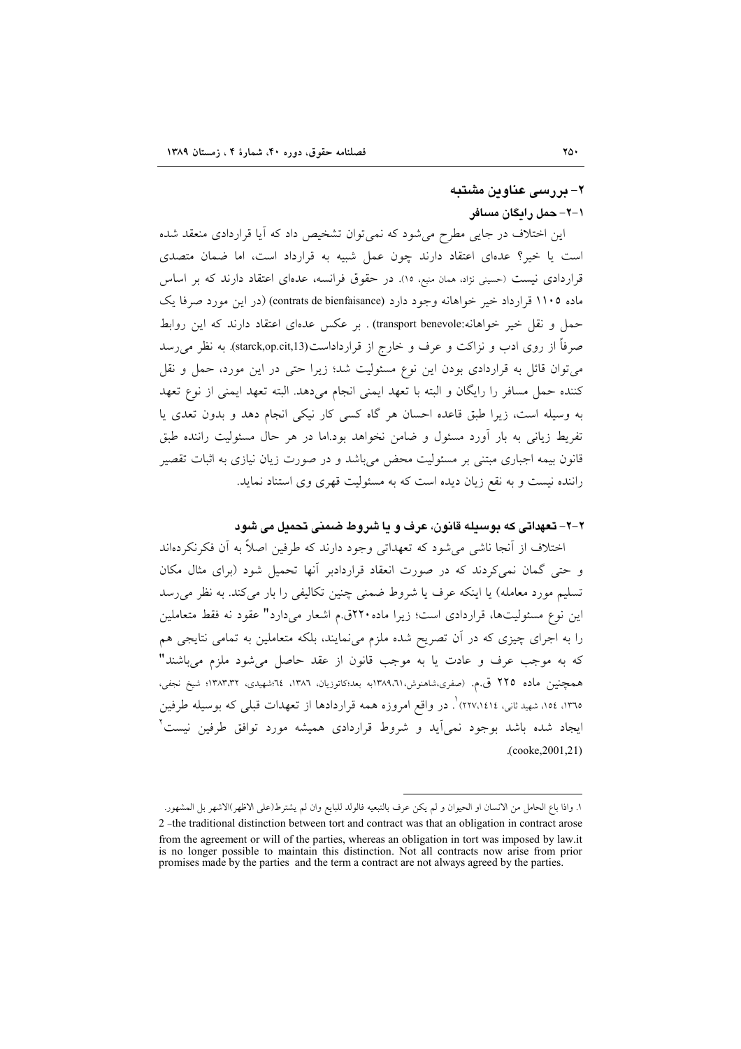## ۲- بررسی عناوین مشتبه

### ۱-۲- حمل رایگان مسافر

این اختلاف در جایی مطرح می‌شود که نمی‌توان تشخیص داد که آیا قراردادی منعقد شده است یا خیر؟ عده‌ای اعتقاد دارند چون عمل شبیه به قرارداد است، اما ضمان متصدی قراردادی نیست (حسینی نژاد، همان منبع، ۱۵). در حقوق فرانسه، عده‌ای اعتقاد دارند که بر اساس ماده ۱۱۰۵ قرارداد خیر خواهانه وجود دارد (contrats de bienfaisance) (در این مورد صرفا یک حمل و نقل خیر خواهانه:transport benevole) . بر عکس عده‌ای اعتقاد دارند که این روابط صرفاً از روی ادب و نزاکت و عرف و خارج از قرارداداست(starck,op.cit,13). به نظر می‌رسد می‌توان قائل به قراردادی بودن این نوع مسئولیت شد؛ زیرا حتی در این مورد، حمل و نقل کننده حمل مسافر را رایگان و البته با تعهد ایمنی انجام می‌دهد. البته تعهد ایمنی از نوع تعهد به وسیله است، زیرا طبق قاعده احسان هر گاه کسی کار نیکی انجام دهد و بدون تعدی یا تفریط زیانی به بار آورد مسئول و ضامن نخواهد بود.اما در هر حال مسئولیت راننده طبق قانون بیمه اجباری مبتنی بر مسئولیت محض می‌باشد و در صورت زیان نیازی به اثبات تقصیر راننده نیست و به نفع زیان دیده است که به مسئولیت قهری وی استناد نماید.

### ۲-۲- تعهداتی که بوسیله قانون، عرف و یا شروط ضمنی تحمیل می شود

اختلاف از آنجا ناشی می‌شود که تعهداتی وجود دارند که طرفین اصلاً به آن فکرنکرده‌اند و حتی گمان نمی‌کردند که در صورت انعقاد قراردادبر آنها تحمیل شود (برای مثال مکان تسلیم مورد معامله) یا اینکه عرف یا شروط ضمنی چنین تکالیفی را بار می‌کند. به نظر می‌رسد این نوع مسئولیت‌ها، قراردادی است؛ زیرا ماده۲۲۰ق.م اشعار می‌دارد" عقود نه فقط متعاملین را به اجرای چیزی که در آن تصریح شده ملزم می‌نمایند، بلکه متعاملین به تمامی نتایجی هم که به موجب عرف و عادت یا به موجب قانون از عقد حاصل می‌شود ملزم می‌باشند" همچنین ماده ۲۲۵ ق.م. (صفری،شاهنوش،۱۳۸۹،۶۱به بعد؛کاتوزیان، ۱۳۸۶، ۶۴؛شهیدی، ۱۳۸۳،۳۲؛ شیخ نجفی، ۱۳۶۵، ۱۵٤، شهید ثانی، ۲۲۷،۱٤۱٤)[1] . در واقع امروزه همه قراردادها از تعهدات قبلی که بوسیله طرفین ایجاد شده باشد بوجود نمی‌آید و شروط قراردادی همیشه مورد توافق طرفین نیست[2] (cooke,2001,21).

---

۱. واذا باع الحامل من الانسان او الحیوان و لم یکن عرف بالتبعیه فالولد للبایع وان لم یشترط(علی الاظهر)الاشهر بل المشهور.

2 -the traditional distinction between tort and contract was that an obligation in contract arose from the agreement or will of the parties, whereas an obligation in tort was imposed by law.it is no longer possible to maintain this distinction. Not all contracts now arise from prior promises made by the parties and the term a contract are not always agreed by the parties.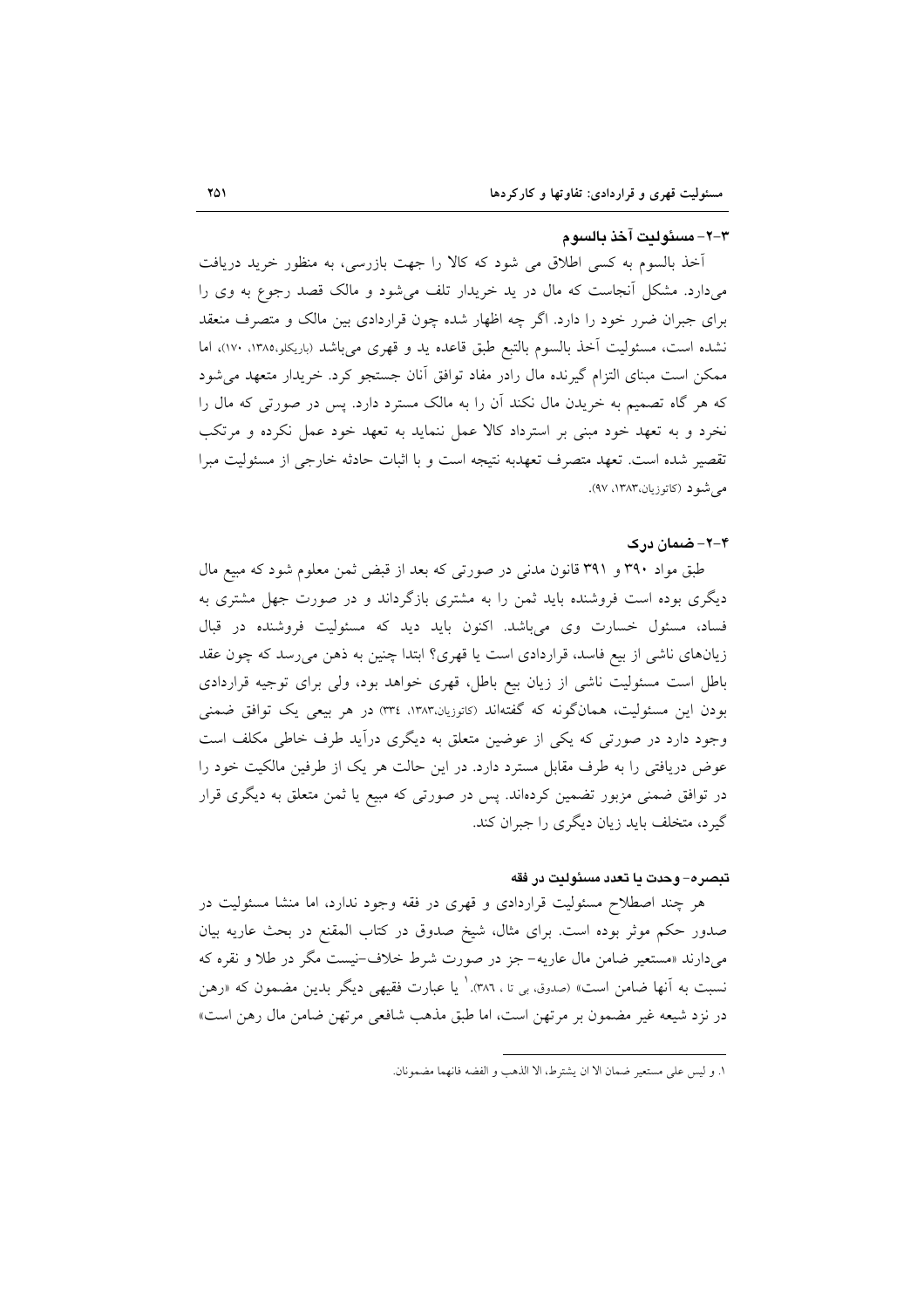### ۳-۲- مسئولیت آخذ بالسوم

آخذ بالسوم به کسی اطلاق می شود که کالا را جهت بازرسی، به منظور خرید دریافت می‌دارد. مشکل آنجاست که مال در ید خریدار تلف می‌شود و مالک قصد رجوع به وی را برای جبران ضرر خود را دارد. اگر چه اظهار شده چون قراردادی بین مالک و متصرف منعقد نشده است، مسئولیت آخذ بالسوم بالتبع طبق قاعده ید و قهری می‌باشد (باریکلو،۱۳۸۵، ۱۷۰)، اما ممکن است مبنای التزام گیرنده مال رادر مفاد توافق آنان جستجو کرد. خریدار متعهد می‌شود که هر گاه تصمیم به خریدن مال نکند آن را به مالک مسترد دارد. پس در صورتی که مال را نخرد و به تعهد خود مبنی بر استرداد کالا عمل ننماید به تعهد خود عمل نکرده و مرتکب تقصیر شده است. تعهد متصرف تعهدبه نتیجه است و با اثبات حادثه خارجی از مسئولیت مبرا می‌شود (کاتوزیان،۱۳۸۳، ۹۷).

### ۴-۲- ضمان درک

طبق مواد ۳۹۰ و ۳۹۱ قانون مدنی در صورتی که بعد از قبض ثمن معلوم شود که مبیع مال دیگری بوده است فروشنده باید ثمن را به مشتری بازگرداند و در صورت جهل مشتری به فساد، مسئول خسارت وی می‌باشد. اکنون باید دید که مسئولیت فروشنده در قبال زیان‌های ناشی از بیع فاسد، قراردادی است یا قهری؟ ابتدا چنین به ذهن می‌رسد که چون عقد باطل است مسئولیت ناشی از زیان بیع باطل، قهری خواهد بود، ولی برای توجیه قراردادی بودن این مسئولیت، همان‌گونه که گفته‌اند (کاتوزیان،۱۳۸۳، ۳۳۴) در هر بیعی یک توافق ضمنی وجود دارد در صورتی که یکی از عوضین متعلق به دیگری درآید طرف خاطی مکلف است عوض دریافتی را به طرف مقابل مسترد دارد. در این حالت هر یک از طرفین مالکیت خود را در توافق ضمنی مزبور تضمین کرده‌اند. پس در صورتی که مبیع یا ثمن متعلق به دیگری قرار گیرد، متخلف باید زیان دیگری را جبران کند.

#### تبصره- وحدت یا تعدد مسئولیت در فقه

هر چند اصطلاح مسئولیت قراردادی و قهری در فقه وجود ندارد، اما منشا مسئولیت در صدور حکم موثر بوده است. برای مثال، شیخ صدوق در کتاب المقنع در بحث عاریه بیان می‌دارند «مستعیر ضامن مال عاریه- جز در صورت شرط خلاف-نیست مگر در طلا و نقره که نسبت به آنها ضامن است» (صدوق، بی تا ، ۳۸۶).[1] یا عبارت فقیهی دیگر بدین مضمون که «رهن در نزد شیعه غیر مضمون بر مرتهن است، اما طبق مذهب شافعی مرتهن ضامن مال رهن است»

---

۱. و لیس علی مستعیر ضمان الا ان یشترط، الا الذهب و الفضه فانهما مضمونان.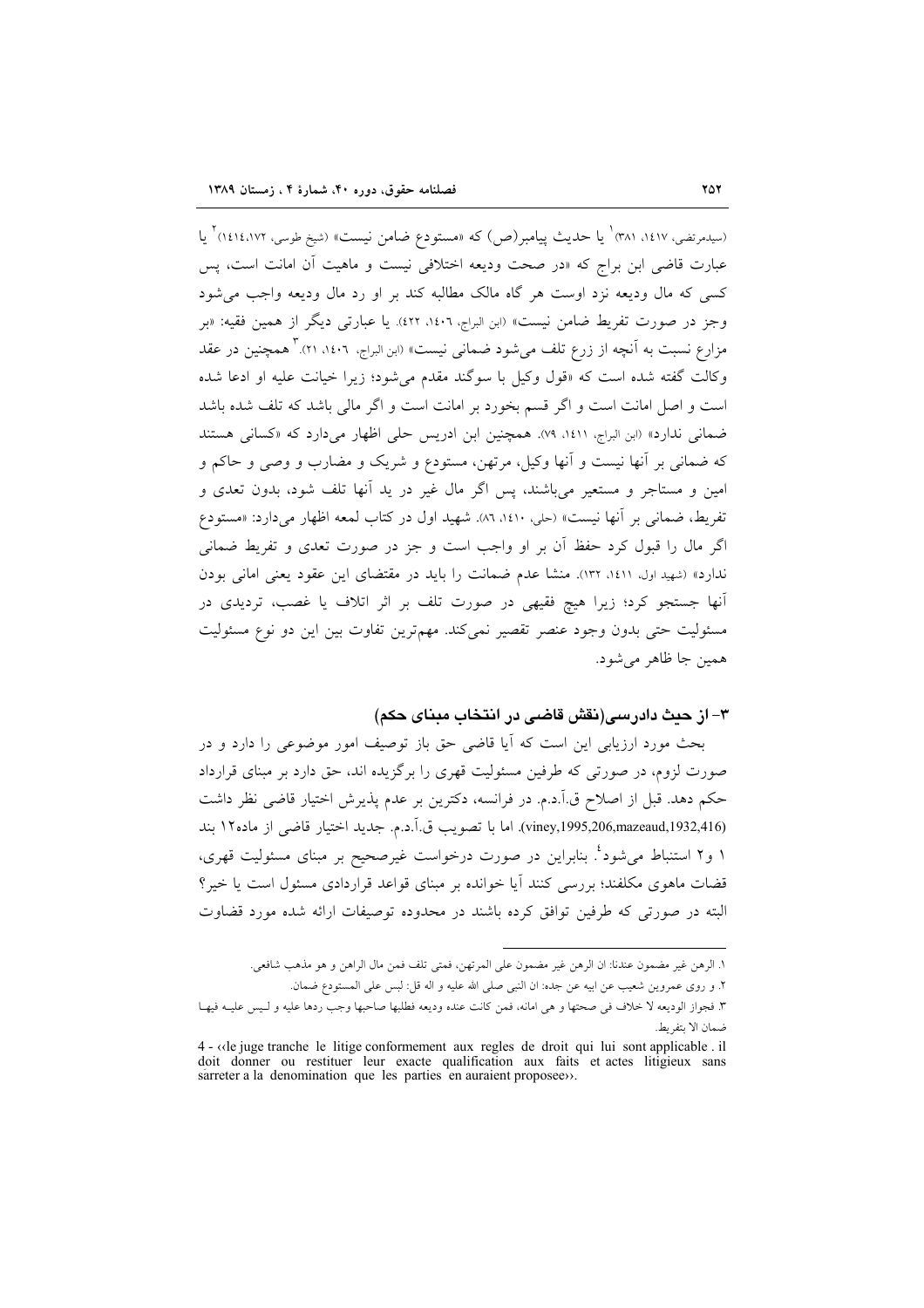(سیدمرتضی، ۱۴۱۷، ۳۸۱)[1] یا حدیث پیامبر(ص) که «مستودع ضامن نیست» (شیخ طوسی، ۱۴۱۴،۱۷۲)[2] یا عبارت قاضی ابن براج که «در صحت ودیعه اختلافی نیست و ماهیت آن امانت است، پس کسی که مال ودیعه نزد اوست هر گاه مالک مطالبه کند بر او رد مال ودیعه واجب می‌شود وجز در صورت تفریط ضامن نیست» (ابن البراج، ۱۴۰۶، ۴۲۲). یا عبارتی دیگر از همین فقیه: «بر مزارع نسبت به آنچه از زرع تلف می‌شود ضمانی نیست» (ابن البراج، ۱۴۰۶، ۲۱).[3] همچنین در عقد وکالت گفته شده است که «قول وکیل با سوگند مقدم می‌شود؛ زیرا خیانت علیه او ادعا شده است و اصل امانت است و اگر قسم بخورد بر امانت است و اگر مالی باشد که تلف شده باشد ضمانی ندارد» (ابن البراج، ۱۴۱۱، ۷۹). همچنین ابن ادریس حلی اظهار می‌دارد که «کسانی هستند که ضمانی بر آنها نیست و آنها وکیل، مرتهن، مستودع و شریک و مضارب و وصی و حاکم و امین و مستاجر و مستعیر می‌باشند، پس اگر مال غیر در ید آنها تلف شود، بدون تعدی و تفریط، ضمانی بر آنها نیست» (حلی، ۱۴۱۰، ۸۶). شهید اول در کتاب لمعه اظهار می‌دارد: «مستودع اگر مال را قبول کرد حفظ آن بر او واجب است و جز در صورت تعدی و تفریط ضمانی ندارد» (شهید اول، ۱۴۱۱، ۱۳۲). منشا عدم ضمانت را باید در مقتضای این عقود یعنی امانی بودن آنها جستجو کرد؛ زیرا هیچ فقیهی در صورت تلف بر اثر اتلاف یا غصب، تردیدی در مسئولیت حتی بدون وجود عنصر تقصیر نمی‌کند. مهم‌ترین تفاوت بین این دو نوع مسئولیت همین جا ظاهر می‌شود.

### ۳- از حیث دادرسی(نقش قاضی در انتخاب مبنای حکم)

بحث مورد ارزیابی این است که آیا قاضی حق باز توصیف امور موضوعی را دارد و در صورت لزوم، در صورتی که طرفین مسئولیت قهری را برگزیده اند، حق دارد بر مبنای قرارداد حکم دهد. قبل از اصلاح ق.آ.د.م. در فرانسه، دکترین بر عدم پذیرش اختیار قاضی نظر داشت (viney,1995,206,mazeaud,1932,416). اما با تصویب ق.آ.د.م. جدید اختیار قاضی از ماده۱۲ بند ۱ و۲ استنباط می‌شود[4]. بنابراین در صورت درخواست غیرصحیح بر مبنای مسئولیت قهری، قضات ماهوی مکلفند؛ بررسی کنند آیا خوانده بر مبنای قواعد قراردادی مسئول است یا خیر؟ البته در صورتی که طرفین توافق کرده باشند در محدوده توصیفات ارائه شده مورد قضاوت

---

۱. الرهن غیر مضمون عندنا: ان الرهن غیر مضمون علی المرتهن، فمتی تلف فمن مال الراهن و هو مذهب شافعی.

۲. و روی عمروبن شعیب عن ابیه عن جده: ان النبی صلی الله علیه و اله قل: لیس علی المستودع ضمان.

۳. فجواز الودیعه لا خلاف فی صحتها و هی امانه، فمن کانت عنده ودیعه فطلبها صاحبها وجب ردها علیه و لیس علیه فیها ضمان الا بتفریط.

4 - ‹‹le juge tranche le litige conformement aux regles de droit qui lui sont applicable . il doit donner ou restituer leur exacte qualification aux faits et actes litigieux sans sarreter a la denomination que les parties en auraient proposee››.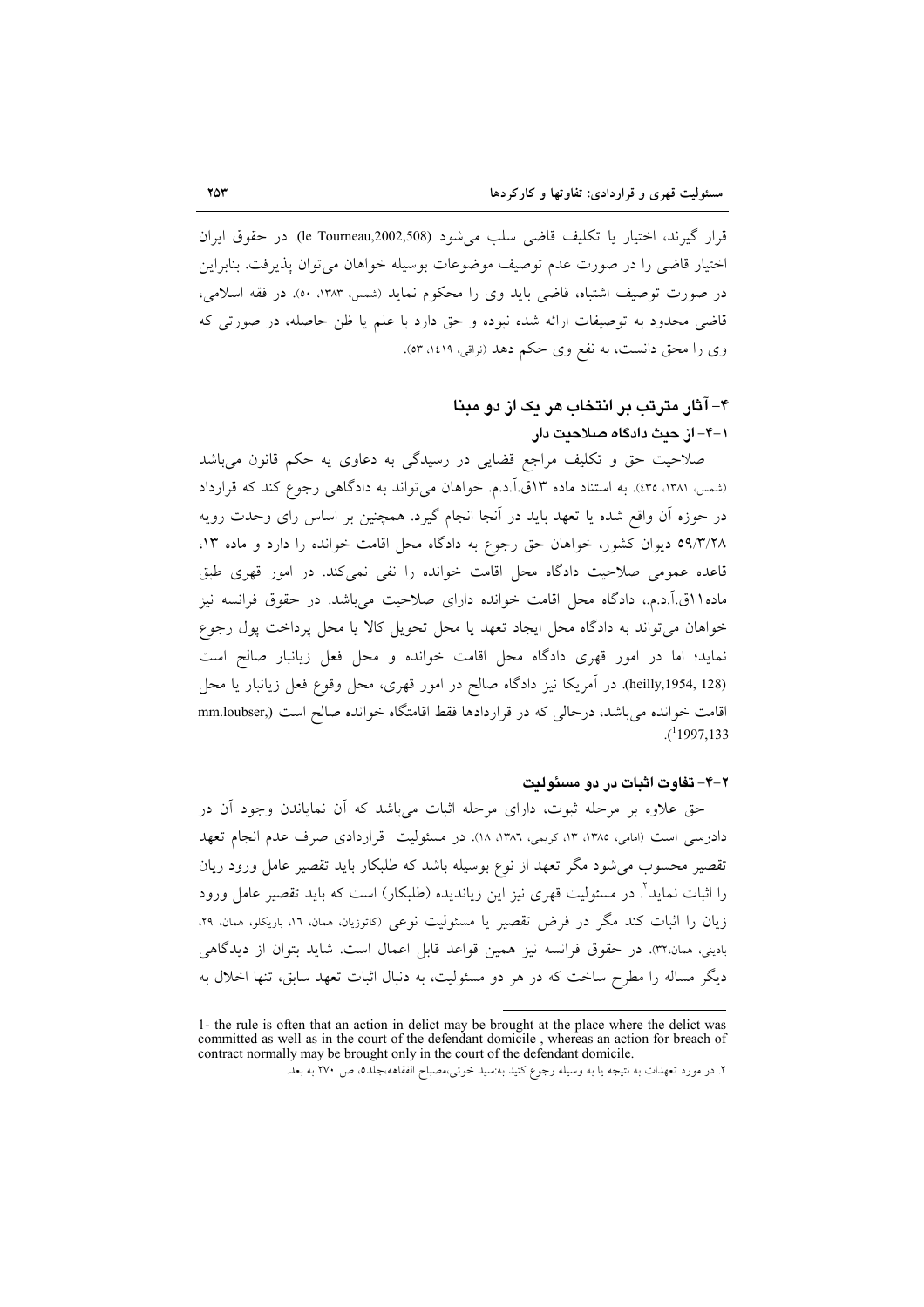قرار گیرند، اختیار یا تکلیف قاضی سلب می‌شود (le Tourneau,2002,508). در حقوق ایران اختیار قاضی را در صورت عدم توصیف موضوعات بوسیله خواهان می‌توان پذیرفت. بنابراین در صورت توصیف اشتباه، قاضی باید وی را محکوم نماید (شمس، ۱۳۸۳، ۵۰). در فقه اسلامی، قاضی محدود به توصیفات ارائه شده نبوده و حق دارد با علم یا ظن حاصله، در صورتی که وی را محق دانست، به نفع وی حکم دهد (نراقی، ۱٤۱۹، ٥٣).

## ۴- آثار مترتب بر انتخاب هر یک از دو مبنا

### ۱-۴- از حیث دادگاه صلاحیت دار

صلاحیت حق و تکلیف مراجع قضایی در رسیدگی به دعاوی به حکم قانون می‌باشد (شمس، ۱۳۸۱، ٤٣٥). به استناد ماده ۱۳ق.آ.د.م. خواهان می‌تواند به دادگاهی رجوع کند که قرارداد در حوزه آن واقع شده یا تعهد باید در آنجا انجام گیرد. همچنین بر اساس رای وحدت رویه ۵۹/۳/۲۸ دیوان کشور، خواهان حق رجوع به دادگاه محل اقامت خوانده را دارد و ماده ۱۳، قاعده عمومی صلاحیت دادگاه محل اقامت خوانده را نفی نمی‌کند. در امور قهری طبق ماده۱۱ق.آ.د.م.، دادگاه محل اقامت خوانده دارای صلاحیت می‌باشد. در حقوق فرانسه نیز خواهان می‌تواند به دادگاه محل ایجاد تعهد یا محل تحویل کالا یا محل پرداخت پول رجوع نماید؛ اما در امور قهری دادگاه محل اقامت خوانده و محل فعل زیانبار صالح است (heilly,1954, 128). در آمریکا نیز دادگاه صالح در امور قهری، محل وقوع فعل زیانبار یا محل اقامت خوانده می‌باشد، درحالی که در قراردادها فقط اقامتگاه خوانده صالح است (mm.loubser,[1]1997,133).

### ۲-۴- تفاوت اثبات در دو مسئولیت

حق علاوه بر مرحله ثبوت، دارای مرحله اثبات می‌باشد که آن نمایاندن وجود آن در دادرسی است (امامی، ۱۳۸۵، ۱۳، کریمی، ۱۳۸۶، ۱۸). در مسئولیت قراردادی صرف عدم انجام تعهد تقصیر محسوب می‌شود مگر تعهد از نوع بوسیله باشد که طلبکار باید تقصیر عامل ورود زیان را اثبات نماید[2]. در مسئولیت قهری نیز این زیاندیده (طلبکار) است که باید تقصیر عامل ورود زیان را اثبات کند مگر در فرض تقصیر یا مسئولیت نوعی (کاتوزیان، همان، ۱٦، باریکلو، همان، ۲۹، بادینی، همان،۳۲). در حقوق فرانسه نیز همین قواعد قابل اعمال است. شاید بتوان از دیدگاهی دیگر مساله را مطرح ساخت که در هر دو مسئولیت، به دنبال اثبات تعهد سابق، تنها اخلال به

---

1- the rule is often that an action in delict may be brought at the place where the delict was committed as well as in the court of the defendant domicile , whereas an action for breach of contract normally may be brought only in the court of the defendant domicile.

۲. در مورد تعهدات به نتیجه یا به وسیله رجوع کنید به:سید خوئی،مصباح الفقاهه،جلد۵، ص ۲۷۰ به بعد.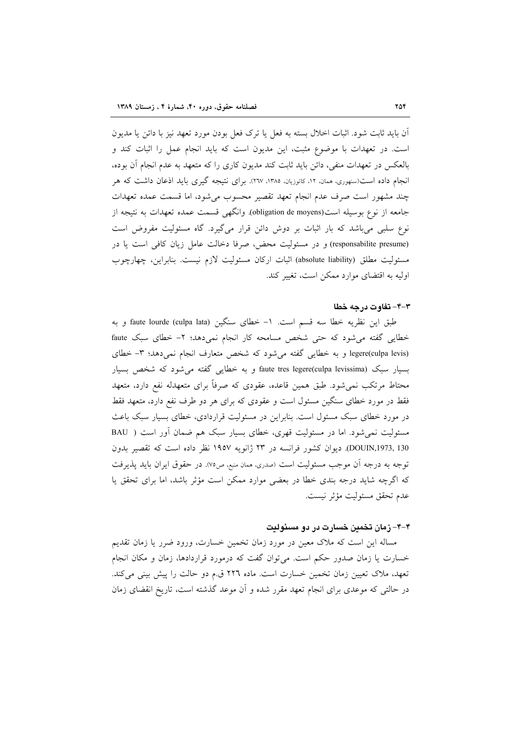آن باید ثابت شود. اثبات اخلال بسته به فعل یا ترک فعل بودن مورد تعهد نیز با دائن یا مدیون است. در تعهدات با موضوع مثبت، این مدیون است که باید انجام عمل را اثبات کند و بالعکس در تعهدات منفی، دائن باید ثابت کند مدیون کاری را که متعهد به عدم انجام آن بوده، انجام داده است(سنهوری، همان، ۱۲، کاتوزیان، ۱۳۸۵، ۲۶۷). برای نتیجه گیری باید اذعان داشت که هر چند مشهور است صرف عدم انجام تعهد تقصیر محسوب می‌شود، اما قسمت عمده تعهدات جامعه از نوع بوسیله است(obligation de moyens). وانگهی قسمت عمده تعهدات به نتیجه از نوع سلبی می‌باشد که بار اثبات بر دوش دائن قرار می‌گیرد. گاه مسئولیت مفروض است (responsabilite presume) و در مسئولیت محض، صرفا دخالت عامل زیان کافی است یا در مسئولیت مطلق (absolute liability) اثبات ارکان مسئولیت لازم نیست. بنابراین، چهارچوب اولیه به اقتضای موارد ممکن است، تغییر کند.

### ۳-۴- تفاوت درجه خطا

طبق این نظریه خطا سه قسم است. ۱- خطای سنگین faute lourde (culpa lata) و به خطایی گفته می‌شود که حتی شخص مسامحه کار انجام نمی‌دهد؛ ۲- خطای سبک faute legere(culpa levis) و به خطایی گفته می‌شود که شخص متعارف انجام نمی‌دهد؛ ۳- خطای بسیار سبک faute tres legere(culpa levissima) و به خطایی گفته می‌شود که شخص بسیار محتاط مرتکب نمی‌شود. طبق همین قاعده، عقودی که صرفاً برای متعهدله نفع دارد، متعهد فقط در مورد خطای سنگین مسئول است و عقودی که برای هر دو طرف نفع دارد، متعهد فقط در مورد خطای سبک مسئول است. بنابراین در مسئولیت قراردادی، خطای بسیار سبک باعث مسئولیت نمی‌شود. اما در مسئولیت قهری، خطای بسیار سبک هم ضمان آور است ( BAU DOUIN,1973, 130). دیوان کشور فرانسه در ۲۳ ژانویه ۱۹۵۷ نظر داده است که تقصیر بدون توجه به درجه آن موجب مسئولیت است (صدری، همان منبع، ص۷۵). در حقوق ایران باید پذیرفت که اگرچه شاید درجه بندی خطا در بعضی موارد ممکن است مؤثر باشد، اما برای تحقق یا عدم تحقق مسئولیت مؤثر نیست.

### ۴-۴- زمان تخمین خسارت در دو مسئولیت

مساله این است که ملاک معین در مورد زمان تخمین خسارت، ورود ضرر یا زمان تقدیم خسارت یا زمان صدور حکم است. می‌توان گفت که درمورد قراردادها، زمان و مکان انجام تعهد، ملاک تعیین زمان تخمین خسارت است. ماده ۲۲۶ ق.م دو حالت را پیش بینی می‌کند. در حالتی که موعدی برای انجام تعهد مقرر شده و آن موعد گذشته است، تاریخ انقضای زمان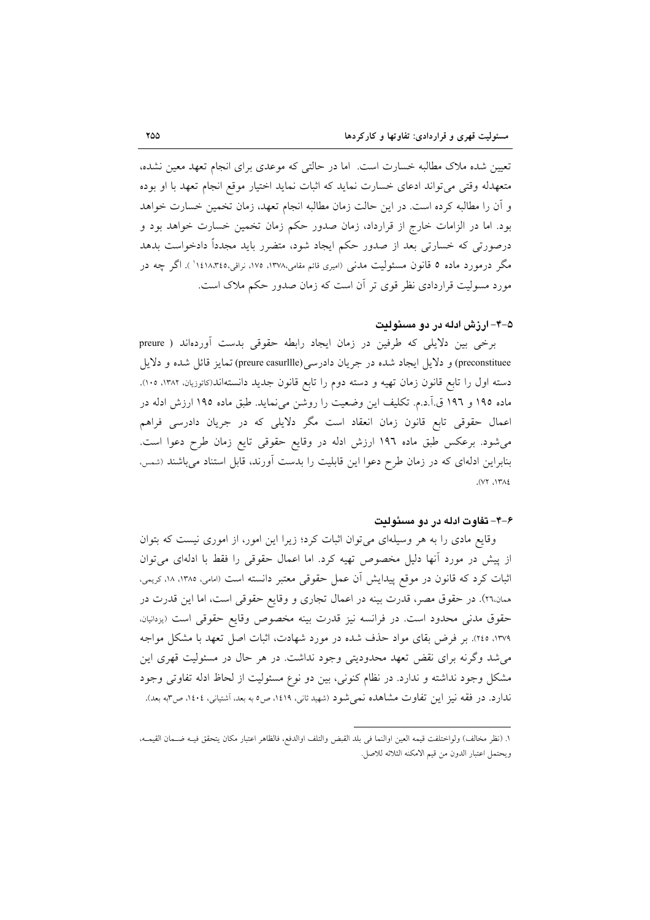تعیین شده ملاک مطالبه خسارت است. اما در حالتی که موعدی برای انجام تعهد معین نشده، متعهدله وقتی می‌تواند ادعای خسارت نماید که اثبات نماید اختیار موقع انجام تعهد با او بوده و آن را مطالبه کرده است. در این حالت زمان مطالبه انجام تعهد، زمان تخمین خسارت خواهد بود. اما در الزامات خارج از قرارداد، زمان صدور حکم زمان تخمین خسارت خواهد بود و درصورتی که خسارتی بعد از صدور حکم ایجاد شود، متضرر باید مجدداً دادخواست بدهد مگر درمورد ماده ۵ قانون مسئولیت مدنی (امیری قائم مقامی،۱۳۷۸، ۱۷۵، نراقی،۱٤۱۸،۳٤۵[1] ). اگر چه در مورد مسولیت قراردادی نظر قوی تر آن است که زمان صدور حکم ملاک است.

### ۵-۴- ارزش ادله در دو مسئولیت

برخی بین دلایلی که طرفین در زمان ایجاد رابطه حقوقی بدست آورده‌اند ( preure preconstituee) و دلایل ایجاد شده در جریان دادرسی (preure casurllle) تمایز قائل شده و دلایل دسته اول را تابع قانون زمان تهیه و دسته دوم را تابع قانون جدید دانسته‌اند(کاتوزیان، ۱۳۸۲، ۱۰۵). ماده ۱۹۵ و ۱۹٦ ق.آ.د.م. تکلیف این وضعیت را روشن می‌نماید. طبق ماده ۱۹۵ ارزش ادله در اعمال حقوقی تابع قانون زمان انعقاد است مگر دلایلی که در جریان دادرسی فراهم می‌شود. برعکس طبق ماده ۱۹٦ ارزش ادله در وقایع حقوقی تابع زمان طرح دعوا است. بنابراین ادله‌ای که در زمان طرح دعوا این قابلیت را بدست آورند، قابل استناد می‌باشند (شمس، ۱۳۸٤، ۷۲).

### ۶-۴- تفاوت ادله در دو مسئولیت

وقایع مادی را به هر وسیله‌ای می‌توان اثبات کرد؛ زیرا این امور، از اموری نیست که بتوان از پیش در مورد آنها دلیل مخصوص تهیه کرد. اما اعمال حقوقی را فقط با ادله‌ای می‌توان اثبات کرد که قانون در موقع پیدایش آن عمل حقوقی معتبر دانسته است (امامی، ۱۳۸۵، ۱۸، کریمی، همان،۲٦). در حقوق مصر، قدرت بینه در اعمال تجاری و وقایع حقوقی است، اما این قدرت در حقوق مدنی محدود است. در فرانسه نیز قدرت بینه مخصوص وقایع حقوقی است (یزدانیان، ۱۳۷۹، ۲٤۵). بر فرض بقای مواد حذف شده در مورد شهادت، اثبات اصل تعهد با مشکل مواجه می‌شد وگرنه برای نقض تعهد محدودیتی وجود نداشت. در هر حال در مسئولیت قهری این مشکل وجود نداشته و ندارد. در نظام کنونی، بین دو نوع مسئولیت از لحاظ ادله تفاوتی وجود ندارد. در فقه نیز این تفاوت مشاهده نمی‌شود (شهید ثانی، ۱٤۱۹، ص۵ به بعد، آشتیانی، ۱٤۰٤، ص۳به بعد).

---

۱. (نظر مخالف) ولواختلفت قیمه العین اوالنما فی بلد القبض والتلف اوالدفع، فالظاهر اعتبار مکان یتحقق فیـه ضـمان القیمـه، ویحتمل اعتبار الدون من قیم الامکنه الثلاثه للاصل.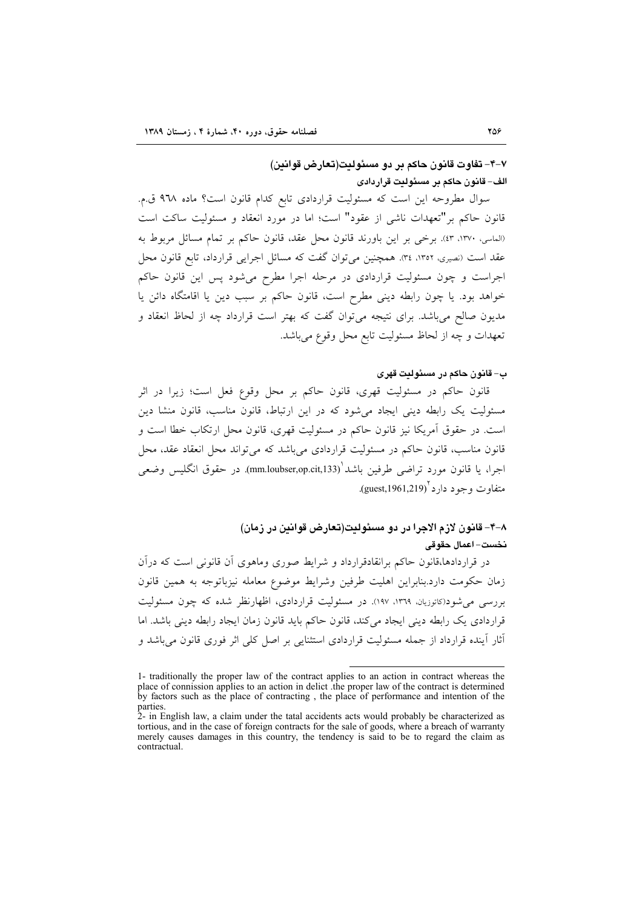### ۴-۷- تفاوت قانون حاکم بر دو مسئولیت(تعارض قوانین)

#### الف- قانون حاکم بر مسئولیت قراردادی

سوال مطروحه این است که مسئولیت قراردادی تابع کدام قانون است؟ ماده ۹۶۸ ق.م. قانون حاکم بر"تعهدات ناشی از عقود" است؛ اما در مورد انعقاد و مسئولیت ساکت است (الماسی، ۱۳۷۰، ۴۳). برخی بر این باورند قانون محل عقد، قانون حاکم بر تمام مسائل مربوط به عقد است (نصیری، ۱۳۵۲، ۳۴). همچنین می‌توان گفت که مسائل اجرایی قرارداد، تابع قانون محل اجراست و چون مسئولیت قراردادی در مرحله اجرا مطرح می‌شود پس این قانون حاکم خواهد بود. یا چون رابطه دینی مطرح است، قانون حاکم بر سبب دین یا اقامتگاه دائن یا مدیون صالح می‌باشد. برای نتیجه می‌توان گفت که بهتر است قرارداد چه از لحاظ انعقاد و تعهدات و چه از لحاظ مسئولیت تابع محل وقوع می‌باشد.

#### ب- قانون حاکم در مسئولیت قهری

قانون حاکم در مسئولیت قهری، قانون حاکم بر محل وقوع فعل است؛ زیرا در اثر مسئولیت یک رابطه دینی ایجاد می‌شود که در این ارتباط، قانون مناسب، قانون منشا دین است. در حقوق آمریکا نیز قانون حاکم در مسئولیت قهری، قانون محل ارتکاب خطا است و قانون مناسب، قانون حاکم در مسئولیت قراردادی می‌باشد که می‌تواند محل انعقاد عقد، محل اجرا، یا قانون مورد تراضی طرفین باشد[1](mm.loubser,op.cit,133). در حقوق انگلیس وضعی متفاوت وجود دارد[2](guest,1961,219).

### ۴-۸- قانون لازم الاجرا در دو مسئولیت(تعارض قوانین در زمان)

#### نخست- اعمال حقوقی

در قراردادها،قانون حاکم برانعقادقرارداد و شرایط صوری وماهوی آن قانونی است که درآن زمان حکومت دارد.بنابراین اهلیت طرفین وشرایط موضوع معامله نیزباتوجه به همین قانون بررسی می‌شود(کاتوزیان، ۱۳۶۹، ۱۹۷). در مسئولیت قراردادی، اظهارنظر شده که چون مسئولیت قراردادی یک رابطه دینی ایجاد می‌کند، قانون حاکم باید قانون زمان ایجاد رابطه دینی باشد. اما آثار آینده قرارداد از جمله مسئولیت قراردادی استثنایی بر اصل کلی اثر فوری قانون می‌باشد و

---

1- traditionally the proper law of the contract applies to an action in contract whereas the place of connission applies to an action in delict .the proper law of the contract is determined by factors such as the place of contracting , the place of performance and intention of the parties.

2- in English law, a claim under the tatal accidents acts would probably be characterized as tortious, and in the case of foreign contracts for the sale of goods, where a breach of warranty merely causes damages in this country, the tendency is said to be to regard the claim as contractual.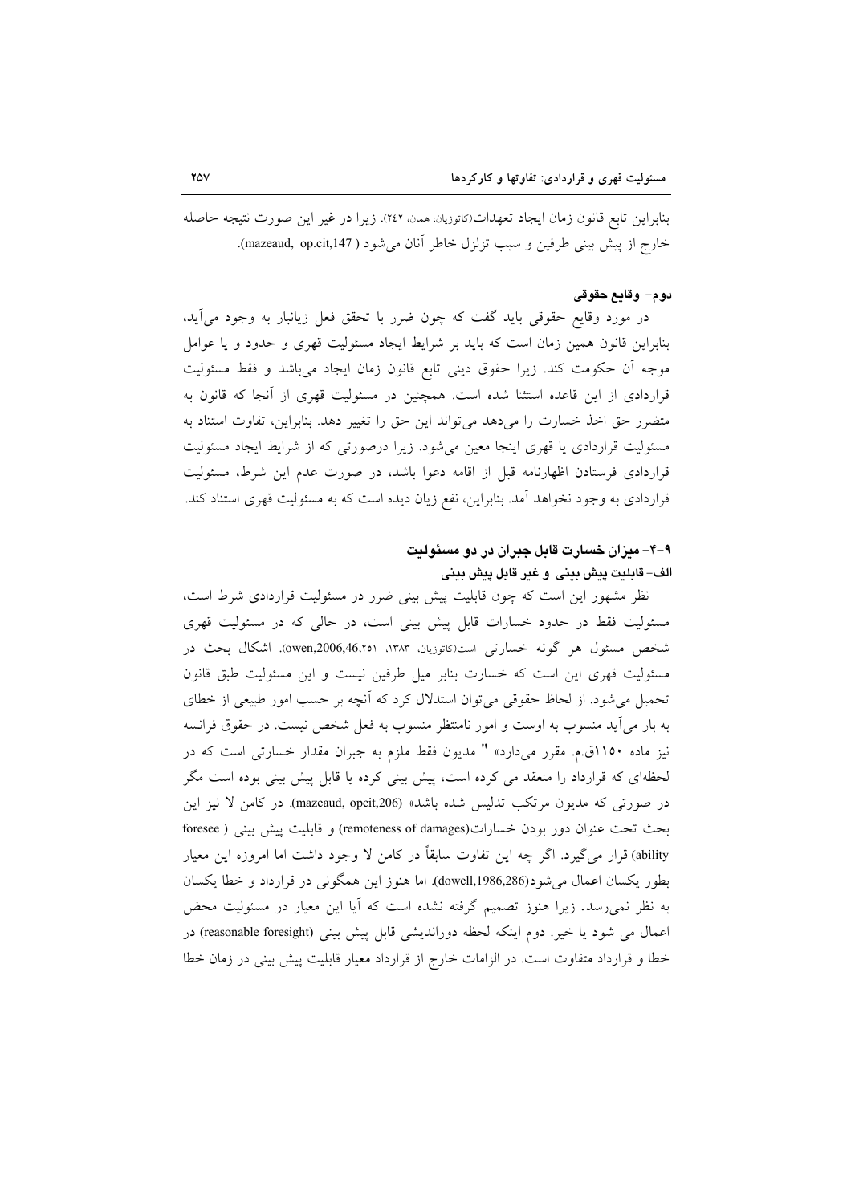بنابراین تابع قانون زمان ایجاد تعهدات(کاتوزیان، همان، ۲۴۲). زیرا در غیر این صورت نتیجه حاصله خارج از پیش بینی طرفین و سبب تزلزل خاطر آنان می‌شود ( mazeaud, op.cit,147).

### دوم- وقایع حقوقی

در مورد وقایع حقوقی باید گفت که چون ضرر با تحقق فعل زیانبار به وجود می‌آید، بنابراین قانون همین زمان است که باید بر شرایط ایجاد مسئولیت قهری و حدود و یا عوامل موجه آن حکومت کند. زیرا حقوق دینی تابع قانون زمان ایجاد می‌باشد و فقط مسئولیت قراردادی از این قاعده استثنا شده است. همچنین در مسئولیت قهری از آنجا که قانون به متضرر حق اخذ خسارت را می‌دهد می‌تواند این حق را تغییر دهد. بنابراین، تفاوت استناد به مسئولیت قراردادی یا قهری اینجا معین می‌شود. زیرا درصورتی که از شرایط ایجاد مسئولیت قراردادی فرستادن اظهارنامه قبل از اقامه دعوا باشد، در صورت عدم این شرط، مسئولیت قراردادی به وجود نخواهد آمد. بنابراین، نفع زیان دیده است که به مسئولیت قهری استناد کند.

## ۹-۴- میزان خسارت قابل جبران در دو مسئولیت

### الف- قابلیت پیش بینی و غیر قابل پیش بینی

نظر مشهور این است که چون قابلیت پیش بینی ضرر در مسئولیت قراردادی شرط است، مسئولیت فقط در حدود خسارات قابل پیش بینی است، در حالی که در مسئولیت قهری شخص مسئول هر گونه خسارتی است(کاتوزیان، ۱۳۸۳، owen,2006,46،۲۵۱). اشکال بحث در مسئولیت قهری این است که خسارت بنابر میل طرفین نیست و این مسئولیت طبق قانون تحمیل می‌شود. از لحاظ حقوقی می‌توان استدلال کرد که آنچه بر حسب امور طبیعی از خطای به بار می‌آید منسوب به اوست و امور نامنتظر منسوب به فعل شخص نیست. در حقوق فرانسه نیز ماده ۱۱۵۰ق.م. مقرر می‌دارد» " مدیون فقط ملزم به جبران مقدار خسارتی است که در لحظه‌ای که قرارداد را منعقد می کرده است، پیش بینی کرده یا قابل پیش بینی بوده است مگر در صورتی که مدیون مرتکب تدلیس شده باشد» (mazeaud, opcit,206). در کامن لا نیز این بحث تحت عنوان دور بودن خسارات(remoteness of damages) و قابلیت پیش بینی ( foresee ability) قرار می‌گیرد. اگر چه این تفاوت سابقاً در کامن لا وجود داشت اما امروزه این معیار بطور یکسان اعمال می‌شود(dowell,1986,286). اما هنوز این همگونی در قرارداد و خطا یکسان به نظر نمی‌رسد. زیرا هنوز تصمیم گرفته نشده است که آیا این معیار در مسئولیت محض اعمال می شود یا خیر. دوم اینکه لحظه دوراندیشی قابل پیش بینی (reasonable foresight) در خطا و قرارداد متفاوت است. در الزامات خارج از قرارداد معیار قابلیت پیش بینی در زمان خطا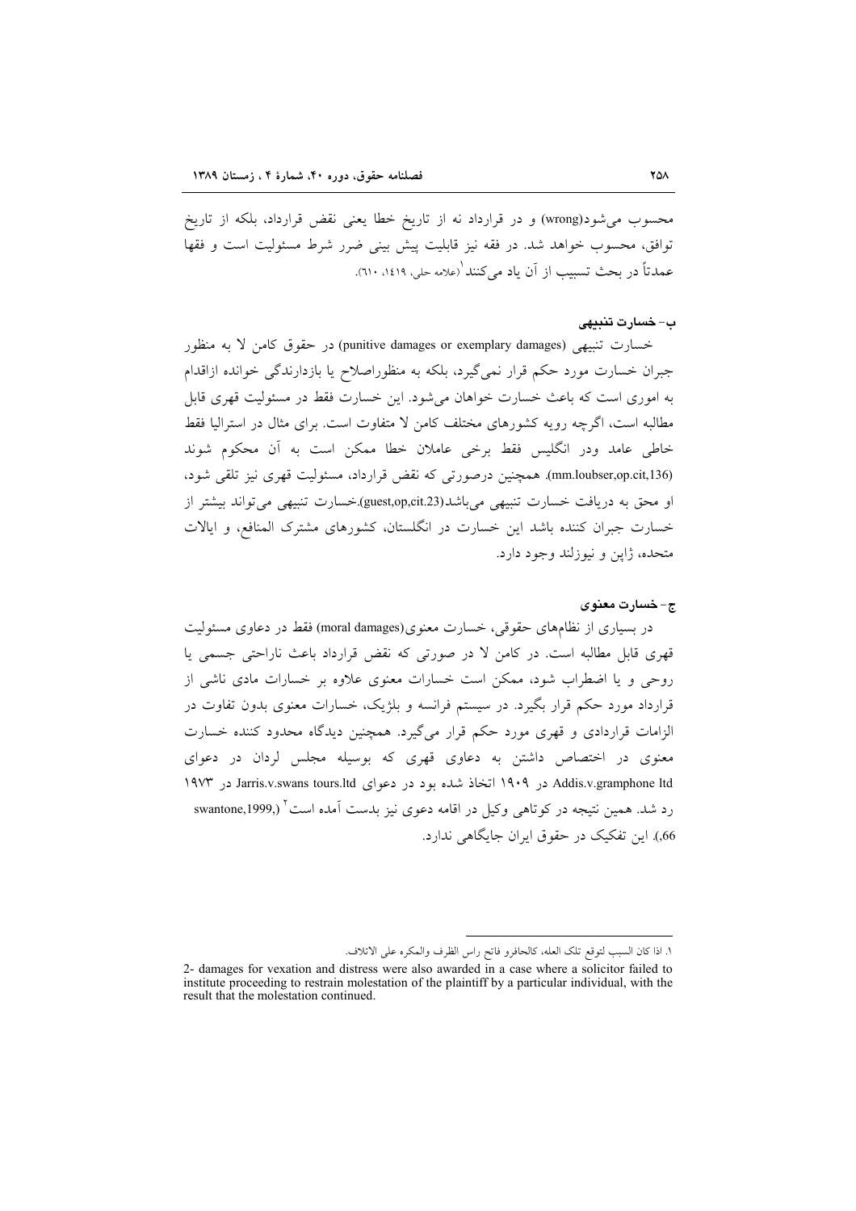محسوب می‌شود(wrong) و در قرارداد نه از تاریخ خطا یعنی نقض قرارداد، بلکه از تاریخ توافق، محسوب خواهد شد. در فقه نیز قابلیت پیش بینی ضرر شرط مسئولیت است و فقها عمدتاً در بحث تسبیب از آن یاد می‌کنند[1] (علامه حلی، ۱۴۱۹، ۶۱۰).

### ب- خسارت تنبیهی

خسارت تنبیهی (punitive damages or exemplary damages) در حقوق کامن لا به منظور جبران خسارت مورد حکم قرار نمی‌گیرد، بلکه به منظوراصلاح یا بازدارندگی خوانده ازاقدام به اموری است که باعث خسارت خواهان می‌شود. این خسارت فقط در مسئولیت قهری قابل مطالبه است، اگرچه رویه کشورهای مختلف کامن لا متفاوت است. برای مثال در استرالیا فقط خاطی عامد ودر انگلیس فقط برخی عاملان خطا ممکن است به آن محکوم شوند (mm.loubser,op.cit,136). همچنین درصورتی که نقض قرارداد، مسئولیت قهری نیز تلقی شود، او محق به دریافت خسارت تنبیهی می‌باشد(guest,op,cit.23).خسارت تنبیهی می‌تواند بیشتر از خسارت جبران کننده باشد این خسارت در انگلستان، کشورهای مشترک المنافع، و ایالات متحده، ژاپن و نیوزلند وجود دارد.

### ج- خسارت معنوی

در بسیاری از نظام‌های حقوقی، خسارت معنوی(moral damages) فقط در دعاوی مسئولیت قهری قابل مطالبه است. در کامن لا در صورتی که نقض قرارداد باعث ناراحتی جسمی یا روحی و یا اضطراب شود، ممکن است خسارات معنوی علاوه بر خسارات مادی ناشی از قرارداد مورد حکم قرار بگیرد. در سیستم فرانسه و بلژیک، خسارات معنوی بدون تفاوت در الزامات قراردادی و قهری مورد حکم قرار می‌گیرد. همچنین دیدگاه محدود کننده خسارت معنوی در اختصاص داشتن به دعاوی قهری که بوسیله مجلس لردان در دعوای Addis.v.gramphone ltd در ۱۹۰۹ اتخاذ شده بود در دعوای Jarris.v.swans tours.ltd در ۱۹۷۳ رد شد. همین نتیجه در کوتاهی وکیل در اقامه دعوی نیز بدست آمده است[2] (swantone,1999,66). این تفکیک در حقوق ایران جایگاهی ندارد.

---

۱. اذا کان السبب لتوقع تلک العله، کالحافرو فاتح راس الظرف والمکره علی الاتلاف.

2- damages for vexation and distress were also awarded in a case where a solicitor failed to institute proceeding to restrain molestation of the plaintiff by a particular individual, with the result that the molestation continued.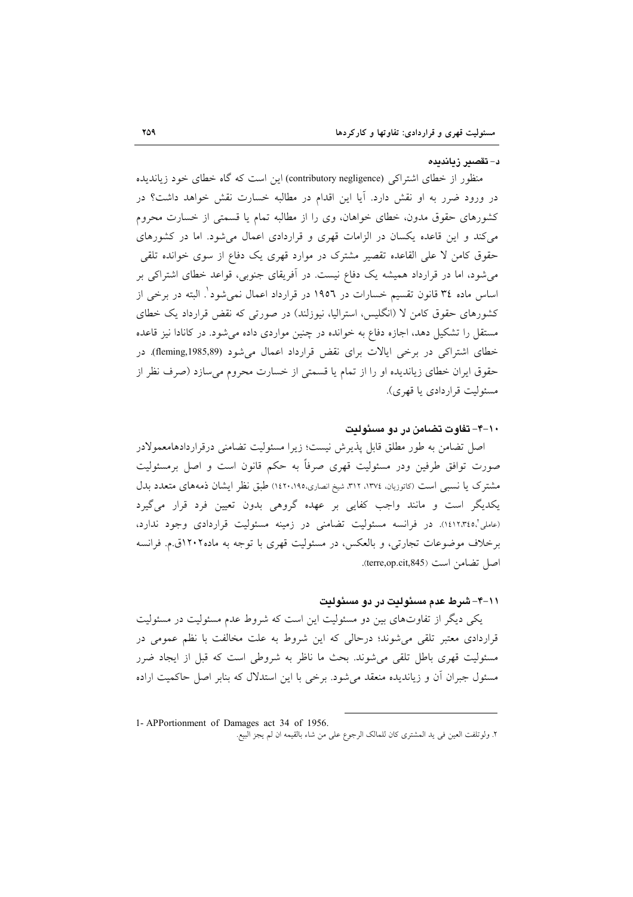#### د- تقصیر زیاندیده

منظور از خطای اشتراکی (contributory negligence) این است که گاه خطای خود زیاندیده در ورود ضرر به او نقش دارد. آیا این اقدام در مطالبه خسارت نقش خواهد داشت؟ در کشورهای حقوق مدون، خطای خواهان، وی را از مطالبه تمام یا قسمتی از خسارت محروم می‌کند و این قاعده یکسان در الزامات قهری و قراردادی اعمال می‌شود. اما در کشورهای حقوق کامن لا علی القاعده تقصیر مشترک در موارد قهری یک دفاع از سوی خوانده تلقی می‌شود، اما در قرارداد همیشه یک دفاع نیست. در آفریقای جنوبی، قواعد خطای اشتراکی بر اساس ماده ٣٤ قانون تقسیم خسارات در ١٩٥٦ در قرارداد اعمال نمی‌شود[1]. البته در برخی از کشورهای حقوق کامن لا (انگلیس، استرالیا، نیوزلند) در صورتی که نقض قرارداد یک خطای مستقل را تشکیل دهد، اجازه دفاع به خوانده در چنین مواردی داده می‌شود. در کانادا نیز قاعده خطای اشتراکی در برخی ایالات برای نقض قرارداد اعمال می‌شود (fleming,1985,89). در حقوق ایران خطای زیاندیده او را از تمام یا قسمتی از خسارت محروم می‌سازد (صرف نظر از مسئولیت قراردادی یا قهری).

### ١٠-٤- تفاوت تضامن در دو مسئولیت

اصل تضامن به طور مطلق قابل پذیرش نیست؛ زیرا مسئولیت تضامنی درقراردادهامعمولادر صورت توافق طرفین ودر مسئولیت قهری صرفاً به حکم قانون است و اصل برمسئولیت مشترک یا نسبی است (کاتوزیان، ١٣٧٤، ٣١٢، شیخ انصاری،١٩٥،١٤٢٠) طبق نظر ایشان ذمه‌های متعدد بدل یکدیگر است و مانند واجب کفایی بر عهده گروهی بدون تعیین فرد قرار می‌گیرد (عاملی[2]،١٤١٢،٣٤٥). در فرانسه مسئولیت تضامنی در زمینه مسئولیت قراردادی وجود ندارد، برخلاف موضوعات تجارتی، و بالعکس، در مسئولیت قهری با توجه به ماده١٢٠٢ق.م. فرانسه اصل تضامن است (terre,op.cit,845).

### ١١-٤- شرط عدم مسئولیت در دو مسئولیت

یکی دیگر از تفاوت‌های بین دو مسئولیت این است که شروط عدم مسئولیت در مسئولیت قراردادی معتبر تلقی می‌شوند؛ درحالی که این شروط به علت مخالفت با نظم عمومی در مسئولیت قهری باطل تلقی می‌شوند. بحث ما ناظر به شروطی است که قبل از ایجاد ضرر مسئول جبران آن و زیاندیده منعقد می‌شود. برخی با این استدلال که بنابر اصل حاکمیت اراده

---

1- APPortionment of Damages act 34 of 1956.

٢. ولوتلفت العین فی ید المشتری کان للمالک الرجوع علی من شاء بالقیمه ان لم یجز البیع.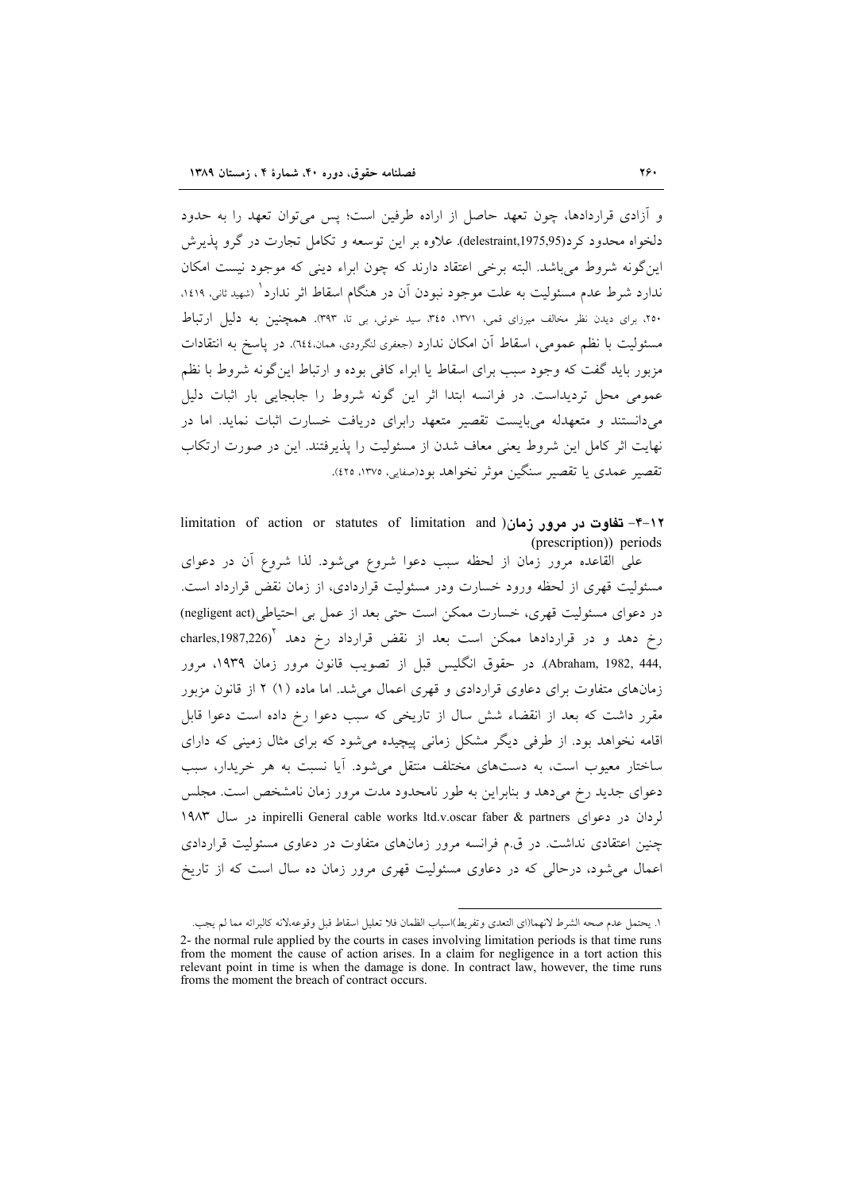و آزادی قراردادها، چون تعهد حاصل از اراده طرفین است؛ پس می‌توان تعهد را به حدود دلخواه محدود کرد(delestraint,1975,95). علاوه بر این توسعه و تکامل تجارت در گرو پذیرش این‌گونه شروط می‌باشد. البته برخی اعتقاد دارند که چون ابراء دینی که موجود نیست امکان ندارد شرط عدم مسئولیت به علت موجود نبودن آن در هنگام اسقاط اثر ندارد[1] (شهید ثانی، ۱۴۱۹، ۲۵۰، برای دیدن نظر مخالف میرزای قمی، ۱۳۷۱، ۳۴۵، سید خوئی، بی تا، ۳۹۳). همچنین به دلیل ارتباط مسئولیت با نظم عمومی، اسقاط آن امکان ندارد (جعفری لنگرودی، همان،۶۴۴). در پاسخ به انتقادات مزبور باید گفت که وجود سبب برای اسقاط یا ابراء کافی بوده و ارتباط این‌گونه شروط با نظم عمومی محل تردیداست. در فرانسه ابتدا اثر این گونه شروط را جابجایی بار اثبات دلیل می‌دانستند و متعهدله می‌بایست تقصیر متعهد رابرای دریافت خسارت اثبات نماید. اما در نهایت اثر کامل این شروط یعنی معاف شدن از مسئولیت را پذیرفتند. این در صورت ارتکاب تقصیر عمدی یا تقصیر سنگین موثر نخواهد بود(صفایی، ۱۳۷۵، ۴۲۵).

### ۱۲-۴- تفاوت در مرور زمان( limitation of action or statutes of limitation and (prescription)) periods

علی القاعده مرور زمان از لحظه سبب دعوا شروع می‌شود. لذا شروع آن در دعوای مسئولیت قهری از لحظه ورود خسارت ودر مسئولیت قراردادی، از زمان نقض قرارداد است. در دعوای مسئولیت قهری، خسارت ممکن است حتی بعد از عمل بی احتیاطی(negligent act) رخ دهد و در قراردادها ممکن است بعد از نقض قرارداد رخ دهد [2](charles,1987,226, Abraham, 1982, 444). در حقوق انگلیس قبل از تصویب قانون مرور زمان ۱۹۳۹، مرور زمان‌های متفاوت برای دعاوی قراردادی و قهری اعمال می‌شد. اما ماده (۱) ۲ از قانون مزبور مقرر داشت که بعد از انقضاء شش سال از تاریخی که سبب دعوا رخ داده است دعوا قابل اقامه نخواهد بود. از طرفی دیگر مشکل زمانی پیچیده می‌شود که برای مثال زمینی که دارای ساختار معیوب است، به دست‌های مختلف منتقل می‌شود. آیا نسبت به هر خریدار، سبب دعوای جدید رخ می‌دهد و بنابراین به طور نامحدود مدت مرور زمان نامشخص است. مجلس لردان در دعوای inpirelli General cable works ltd.v.oscar faber & partners در سال ۱۹۸۳ چنین اعتقادی نداشت. در ق.م فرانسه مرور زمان‌های متفاوت در دعاوی مسئولیت قراردادی اعمال می‌شود، درحالی که در دعاوی مسئولیت قهری مرور زمان ده سال است که از تاریخ

---

۱. یحتمل عدم صحه الشرط لانهما(ای التعدی وتفریط)اسباب الظمان فلا تعلیل اسقاط قبل وقوعه،لانه کالبرائه مما لم یجب.

2- the normal rule applied by the courts in cases involving limitation periods is that time runs from the moment the cause of action arises. In a claim for negligence in a tort action this relevant point in time is when the damage is done. In contract law, however, the time runs froms the moment the breach of contract occurs.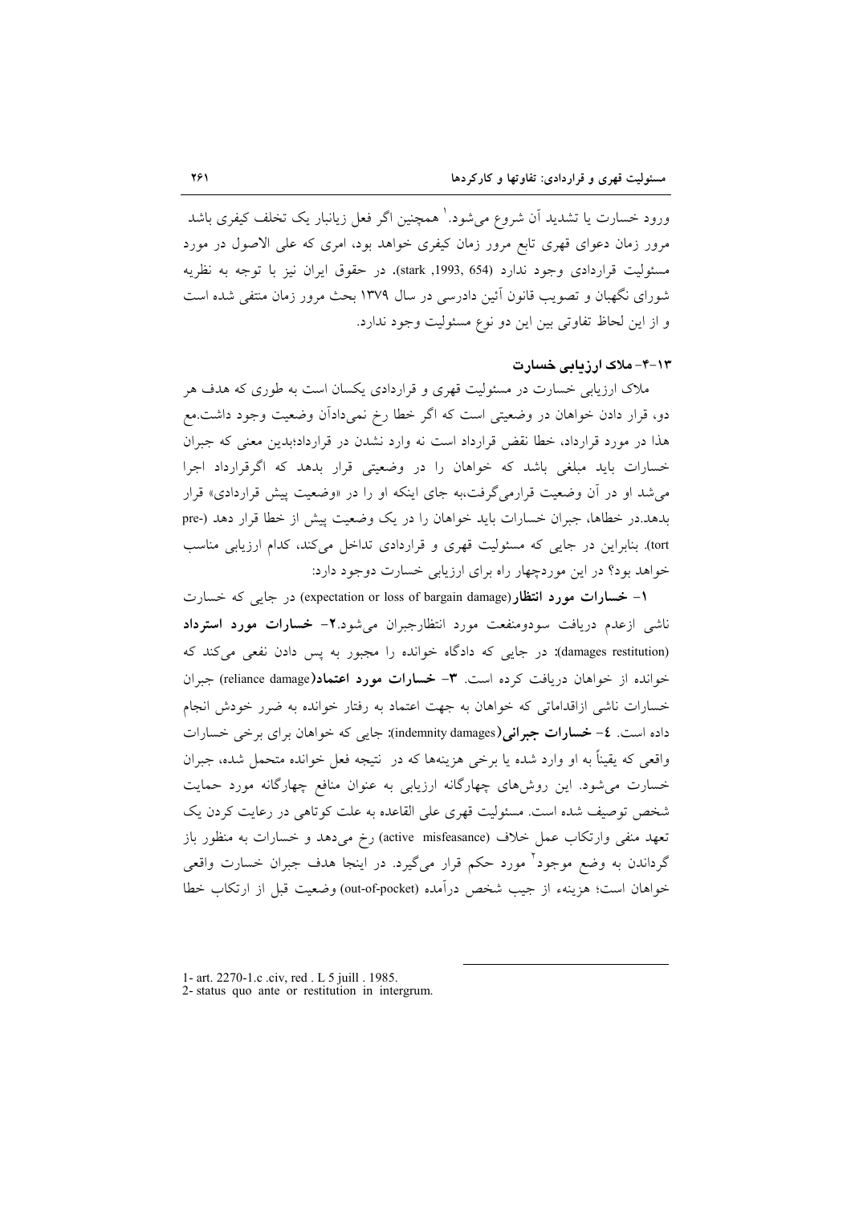ورود خسارت یا تشدید آن شروع می‌شود.[1] همچنین اگر فعل زیانبار یک تخلف کیفری باشد مرور زمان دعوای قهری تابع مرور زمان کیفری خواهد بود، امری که علی الاصول در مورد مسئولیت قراردادی وجود ندارد (stark ,1993, 654). در حقوق ایران نیز با توجه به نظریه شورای نگهبان و تصویب قانون آئین دادرسی در سال ۱۳۷۹ بحث مرور زمان منتفی شده است و از این لحاظ تفاوتی بین این دو نوع مسئولیت وجود ندارد.

### ۱۳-۴- ملاک ارزیابی خسارت

ملاک ارزیابی خسارت در مسئولیت قهری و قراردادی یکسان است به طوری که هدف هر دو، قرار دادن خواهان در وضعیتی است که اگر خطا رخ نمی‌دادآن وضعیت وجود داشت.مع هذا در مورد قرارداد، خطا نقض قرارداد است نه وارد نشدن در قرارداد؛بدین معنی که جبران خسارات باید مبلغی باشد که خواهان را در وضعیتی قرار بدهد که اگرقرارداد اجرا می‌شد او در آن وضعیت قرارمی‌گرفت،به جای اینکه او را در «وضعیت پیش قراردادی» قرار بدهد.در خطاها، جبران خسارات باید خواهان را در یک وضعیت پیش از خطا قرار دهد (pre-tort). بنابراین در جایی که مسئولیت قهری و قراردادی تداخل می‌کند، کدام ارزیابی مناسب خواهد بود؟ در این موردچهار راه برای ارزیابی خسارت دوجود دارد:

۱- **خسارات مورد انتظار**(expectation or loss of bargain damage) در جایی که خسارت ناشی ازعدم دریافت سودومنفعت مورد انتظارجبران می‌شود.**۲- خسارات مورد استرداد** (damages restitution): در جایی که دادگاه خوانده را مجبور به پس دادن نفعی می‌کند که خوانده از خواهان دریافت کرده است. **۳- خسارات مورد اعتماد**(reliance damage) جبران خسارات ناشی ازاقداماتی که خواهان به جهت اعتماد به رفتار خوانده به ضرر خودش انجام داده است. **٤- خسارات جبرانی**(indemnity damages): جایی که خواهان برای برخی خسارات واقعی که یقیناً به او وارد شده یا برخی هزینه‌ها که در نتیجه فعل خوانده متحمل شده، جبران خسارت می‌شود. این روش‌های چهارگانه ارزیابی به عنوان منافع چهارگانه مورد حمایت شخص توصیف شده است. مسئولیت قهری علی القاعده به علت کوتاهی در رعایت کردن یک تعهد منفی وارتکاب عمل خلاف (active misfeasance) رخ می‌دهد و خسارات به منظور باز گرداندن به وضع موجود[2] مورد حکم قرار می‌گیرد. در اینجا هدف جبران خسارت واقعی خواهان است؛ هزینهء از جیب شخص درآمده (out-of-pocket) وضعیت قبل از ارتکاب خطا

---

1- art. 2270-1.c .civ, red . L 5 juill . 1985.

2- status quo ante or restitution in intergrum.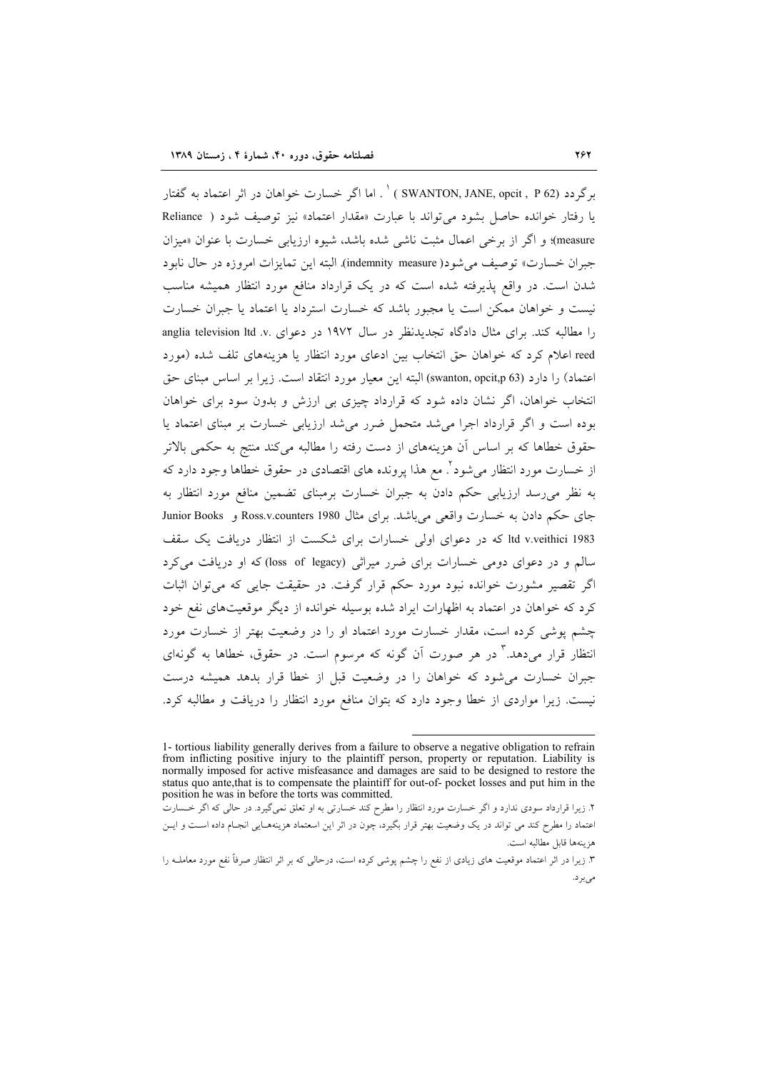برگردد (SWANTON, JANE, opcit , P 62) [1]. اما اگر خسارت خواهان در اثر اعتماد به گفتار یا رفتار خوانده حاصل بشود می‌تواند با عبارت «مقدار اعتماد» نیز توصیف شود (Reliance measure)؛ و اگر از برخی اعمال مثبت ناشی شده باشد، شیوه ارزیابی خسارت با عنوان «میزان جبران خسارت» توصیف می‌شود(indemnity measure). البته این تمایزات امروزه در حال نابود شدن است. در واقع پذیرفته شده است که در یک قرارداد منافع مورد انتظار همیشه مناسب نیست و خواهان ممکن است یا مجبور باشد که خسارت استرداد یا اعتماد یا جبران خسارت را مطالبه کند. برای مثال دادگاه تجدیدنظر در سال ۱۹۷۲ در دعوای anglia television ltd .v. reed اعلام کرد که خواهان حق انتخاب بین ادعای مورد انتظار یا هزینه‌های تلف شده (مورد اعتماد) را دارد (swanton, opcit,p 63) البته این معیار مورد انتقاد است. زیرا بر اساس مبنای حق انتخاب خواهان، اگر نشان داده شود که قرارداد چیزی بی ارزش و بدون سود برای خواهان بوده است و اگر قرارداد اجرا می‌شد متحمل ضرر می‌شد ارزیابی خسارت بر مبنای اعتماد یا حقوق خطاها که بر اساس آن هزینه‌های از دست رفته را مطالبه می‌کند منتج به حکمی بالاتر از خسارت مورد انتظار می‌شود[2]. مع هذا پرونده های اقتصادی در حقوق خطاها وجود دارد که به نظر می‌رسد ارزیابی حکم دادن به جبران خسارت برمبنای تضمین منافع مورد انتظار به جای حکم دادن به خسارت واقعی می‌باشد. برای مثال Ross.v.counters 1980 و Junior Books ltd v.veithici 1983 که در دعوای اولی خسارات برای شکست از انتظار دریافت یک سقف سالم و در دعوای دومی خسارات برای ضرر میراثی (loss of legacy) که او دریافت می‌کرد اگر تقصیر مشورت خوانده نبود مورد حکم قرار گرفت. در حقیقت جایی که می‌توان اثبات کرد که خواهان در اعتماد به اظهارات ایراد شده بوسیله خوانده از دیگر موقعیت‌های نفع خود چشم پوشی کرده است، مقدار خسارت مورد اعتماد او را در وضعیت بهتر از خسارت مورد انتظار قرار می‌دهد.[3] در هر صورت آن گونه که مرسوم است. در حقوق، خطاها به گونه‌ای جبران خسارت می‌شود که خواهان را در وضعیت قبل از خطا قرار بدهد همیشه درست نیست. زیرا مواردی از خطا وجود دارد که بتوان منافع مورد انتظار را دریافت و مطالبه کرد.

---

1- tortious liability generally derives from a failure to observe a negative obligation to refrain from inflicting positive injury to the plaintiff person, property or reputation. Liability is normally imposed for active misfeasance and damages are said to be designed to restore the status quo ante,that is to compensate the plaintiff for out-of- pocket losses and put him in the position he was in before the torts was committed.

۲. زیرا قرارداد سودی ندارد و اگر خسارت مورد انتظار را مطرح کند خسارتی به او تعلق نمی‌گیرد. در حالی که اگر خسارت اعتماد را مطرح کند می تواند در یک وضعیت بهتر قرار بگیرد، چون در اثر این اعتماد هزینه‌هایی انجام داده است و این هزینه‌ها قابل مطالبه است.

۳. زیرا در اثر اعتماد موقعیت های زیادی از نفع را چشم پوشی کرده است، درحالی که بر اثر انتظار صرفاً نفع مورد معامله را می‌برد.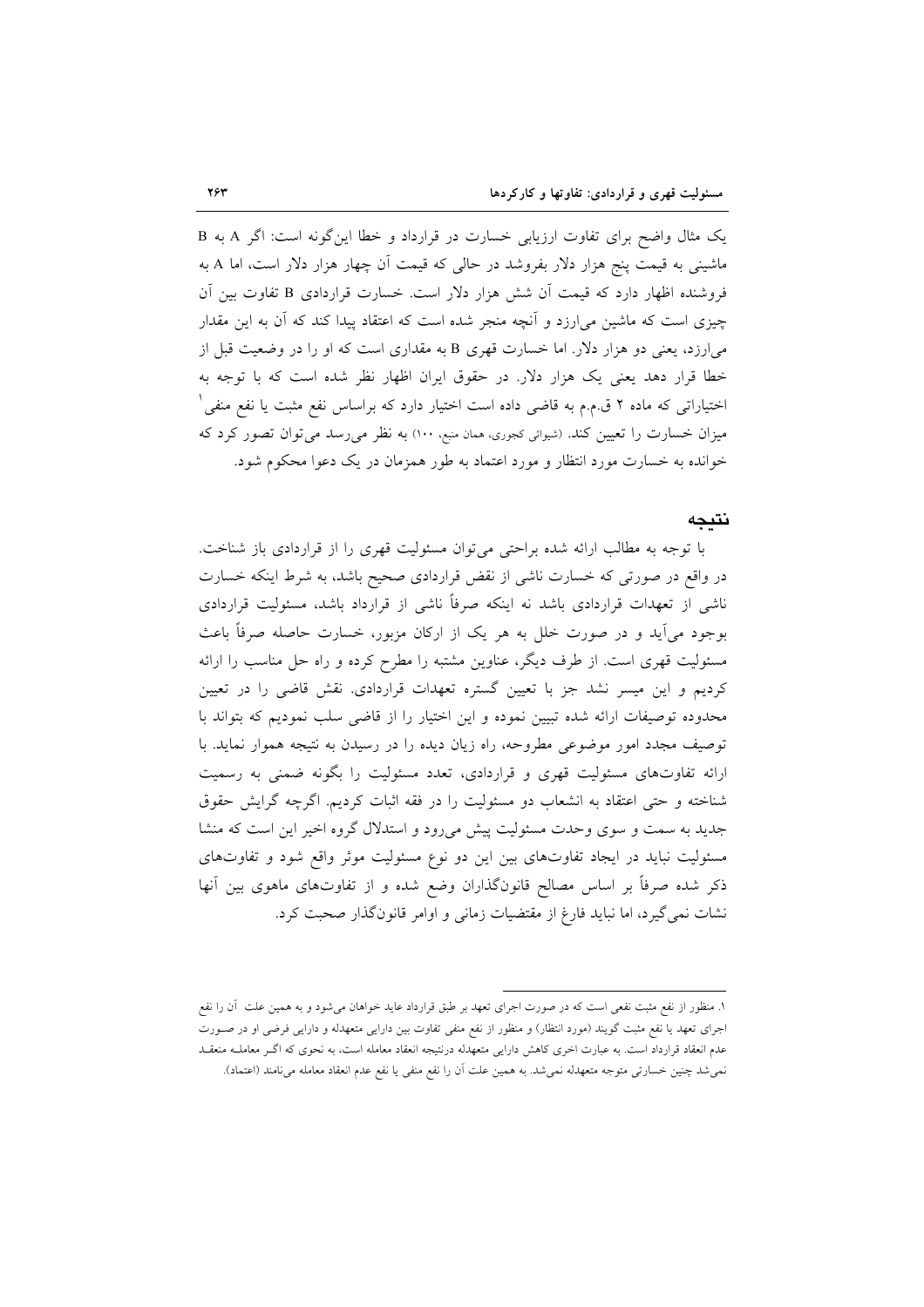یک مثال واضح برای تفاوت ارزیابی خسارت در قرارداد و خطا این‌گونه است: اگر A به B ماشینی به قیمت پنج هزار دلار بفروشد در حالی که قیمت آن چهار هزار دلار است، اما A به فروشنده اظهار دارد که قیمت آن شش هزار دلار است. خسارت قراردادی B تفاوت بین آن چیزی است که ماشین می‌ارزد و آنچه منجر شده است که اعتقاد پیدا کند که آن به این مقدار می‌ارزد، یعنی دو هزار دلار. اما خسارت قهری B به مقداری است که او را در وضعیت قبل از خطا قرار دهد یعنی یک هزار دلار. در حقوق ایران اظهار نظر شده است که با توجه به اختیاراتی که ماده ۲ ق.م.م به قاضی داده است اختیار دارد که براساس نفع مثبت یا نفع منفی[1] میزان خسارت را تعیین کند. (شیوائی کجوری، همان منبع، ۱۰۰) به نظر می‌رسد می‌توان تصور کرد که خوانده به خسارت مورد انتظار و مورد اعتماد به طور همزمان در یک دعوا محکوم شود.

## نتیجه

با توجه به مطالب ارائه شده براحتی می‌توان مسئولیت قهری را از قراردادی باز شناخت. در واقع در صورتی که خسارت ناشی از نقض قراردادی صحیح باشد، به شرط اینکه خسارت ناشی از تعهدات قراردادی باشد نه اینکه صرفاً ناشی از قرارداد باشد، مسئولیت قراردادی بوجود می‌آید و در صورت خلل به هر یک از ارکان مزبور، خسارت حاصله صرفاً باعث مسئولیت قهری است. از طرف دیگر، عناوین مشتبه را مطرح کرده و راه حل مناسب را ارائه کردیم و این میسر نشد جز با تعیین گستره تعهدات قراردادی. نقش قاضی را در تعیین محدوده توصیفات ارائه شده تبیین نموده و این اختیار را از قاضی سلب نمودیم که بتواند با توصیف مجدد امور موضوعی مطروحه، راه زیان دیده را در رسیدن به نتیجه هموار نماید. با ارائه تفاوت‌های مسئولیت قهری و قراردادی، تعدد مسئولیت را بگونه ضمنی به رسمیت شناخته و حتی اعتقاد به انشعاب دو مسئولیت را در فقه اثبات کردیم. اگرچه گرایش حقوق جدید به سمت و سوی وحدت مسئولیت پیش می‌رود و استدلال گروه اخیر این است که منشا مسئولیت نباید در ایجاد تفاوت‌های بین این دو نوع مسئولیت موثر واقع شود و تفاوت‌های ذکر شده صرفاً بر اساس مصالح قانونگذاران وضع شده و از تفاوت‌های ماهوی بین آنها نشات نمی‌گیرد، اما نباید فارغ از مقتضیات زمانی و اوامر قانونگذار صحبت کرد.

---

۱. منظور از نفع مثبت نفعی است که در صورت اجرای تعهد بر طبق قرارداد عاید خواهان می‌شود و به همین علت آن را نفع اجرای تعهد یا نفع مثبت گویند (مورد انتظار) و منظور از نفع منفی تفاوت بین دارایی متعهدله و دارایی فرضی او در صورت عدم انعقاد قرارداد است. به عبارت اخری کاهش دارایی متعهدله درنتیجه انعقاد معامله است، به نحوی که اگر معامله منعقد نمی‌شد چنین خسارتی متوجه متعهدله نمی‌شد. به همین علت آن را نفع منفی یا نفع عدم انعقاد معامله می‌نامند (اعتماد).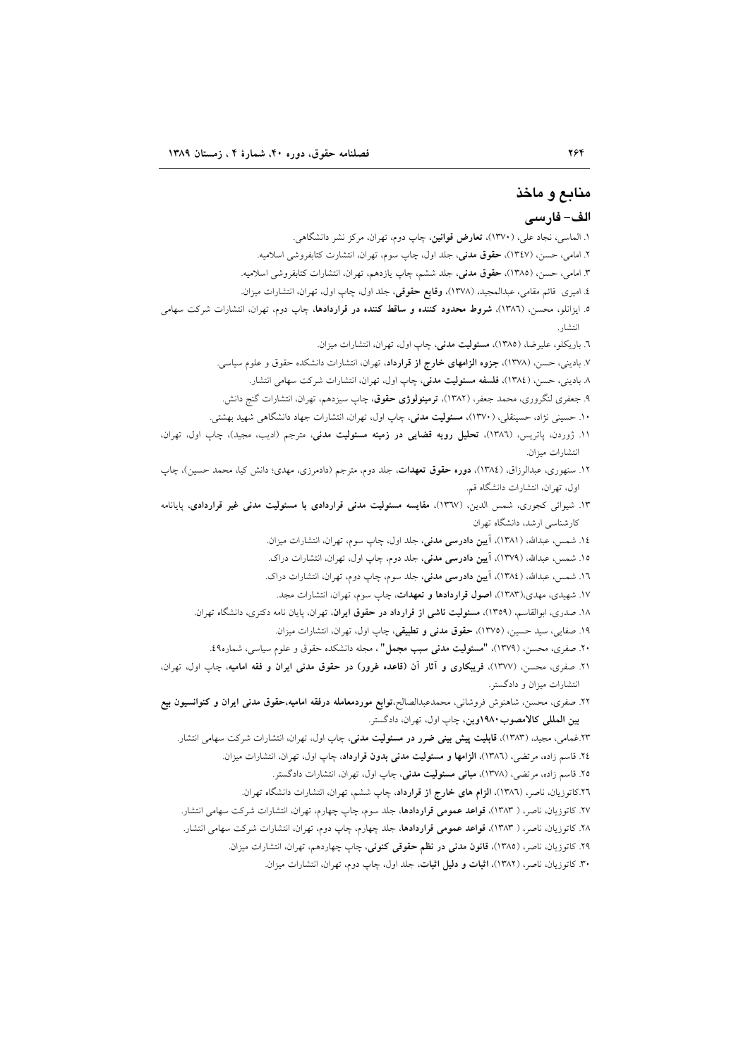## منابع و ماخذ

### الف- فارسی

۱. الماسی، نجاد علی، (۱۳۷۰)، **تعارض قوانین**، چاپ دوم، تهران، مرکز نشر دانشگاهی.

۲. امامی، حسن، (۱۳٤۷)، **حقوق مدنی**، جلد اول، چاپ سوم، تهران، انتشارت کتابفروشی اسلامیه.

۳. امامی، حسن، (۱۳۸۵)، **حقوق مدنی**، جلد ششم، چاپ یازدهم، تهران، انتشارات کتابفروشی اسلامیه.

٤. امیری قائم مقامی، عبدالمجید، (۱۳۷۸)، **وقایع حقوقی**، جلد اول، چاپ اول، تهران، انتشارات میزان.

۵. ایزانلو، محسن، (۱۳۸٦)، **شروط محدود کننده و ساقط کننده در قراردادها**، چاپ دوم، تهران، انتشارات شرکت سهامی انتشار.

٦. باریکلو، علیرضا، (۱۳۸۵)، **مسئولیت مدنی**، چاپ اول، تهران، انتشارات میزان.

۷. بادینی، حسن، (۱۳۷۸)، **جزوه الزامهای خارج از قرارداد**، تهران، انتشارات دانشکده حقوق و علوم سیاسی.

۸. بادینی، حسن، (۱۳۸٤)، **فلسفه مسئولیت مدنی**، چاپ اول، تهران، انتشارات شرکت سهامی انتشار.

۹. جعفری لنگرودی، محمد جعفر، (۱۳۸۲)، **ترمینولوژی حقوق**، چاپ سیزدهم، تهران، انتشارات گنج دانش.

۱۰. حسینی نژاد، حسینقلی، (۱۳۷۰)، **مسئولیت مدنی**، چاپ اول، تهران، انتشارات جهاد دانشگاهی شهید بهشتی.

۱۱. ژوردن، پاتریس، (۱۳۸٦)، **تحلیل رویه قضایی در زمینه مسئولیت مدنی**، مترجم (ادیب، مجید)، چاپ اول، تهران، انتشارات میزان.

۱۲. سنهوری، عبدالرزاق، (۱۳۸٤)، **دوره حقوق تعهدات**، جلد دوم، مترجم (دادمرزی، مهدی؛ دانش کیا، محمد حسین)، چاپ اول، تهران، انتشارات دانشگاه قم.

۱۳. شیوائی کجوری، شمس الدین، (۱۳٦۷)، **مقایسه مسئولیت مدنی قراردادی با مسئولیت مدنی غیر قراردادی**، پایانامه کارشناسی ارشد، دانشگاه تهران

۱٤. شمس، عبدالله، (۱۳۸۱)، **آیین دادرسی مدنی**، جلد اول، چاپ سوم، تهران، انتشارات میزان.

۱۵. شمس، عبدالله، (۱۳۷۹)، **آیین دادرسی مدنی**، جلد دوم، چاپ اول، تهران، انتشارات دراک.

۱٦. شمس، عبدالله، (۱۳۸٤)، **آیین دادرسی مدنی**، جلد سوم، چاپ دوم، تهران، انتشارات دراک.

۱۷. شهیدی، مهدی،(۱۳۸۳)، **اصول قراردادها و تعهدات**، چاپ سوم، تهران، انتشارات مجد.

۱۸. صدری، ابوالقاسم، (۱۳۵۹)، **مسئولیت ناشی از قرارداد در حقوق ایران**، تهران، پایان نامه دکتری، دانشگاه تهران.

۱۹. صفایی، سید حسین، (۱۳۷۵)، **حقوق مدنی و تطبیقی**، چاپ اول، تهران، انتشارات میزان.

۲۰. صفری، محسن، (۱۳۷۹)، **"مسئولیت مدنی سبب مجمل"** ، مجله دانشکده حقوق و علوم سیاسی، شماره٤۹.

۲۱. صفری، محسن، (۱۳۷۷)، **فریبکاری و آثار آن (قاعده غرور) در حقوق مدنی ایران و فقه امامیه**، چاپ اول، تهران، انتشارات میزان و دادگستر.

۲۲. صفری، محسن، شاهنوش فروشانی، محمدعبدالصالح،**توابع موردمعامله درفقه امامیه،حقوق مدنی ایران و کنوانسیون بیع بین المللی کالامصوب۱۹۸۰وین**، چاپ اول، تهران، دادگستر.

۲۳.غمامی، مجید، (۱۳۸۳)، **قابلیت پیش بینی ضرر در مسئولیت مدنی**، چاپ اول، تهران، انتشارات شرکت سهامی انتشار.

۲٤. قاسم زاده، مرتضی، (۱۳۸٦)، **الزامها و مسئولیت مدنی بدون قرارداد**، چاپ اول، تهران، انتشارات میزان.

۲۵. قاسم زاده، مرتضی، (۱۳۷۸)، **مبانی مسئولیت مدنی**، چاپ اول، تهران، انتشارات دادگستر.

۲٦.کاتوزیان، ناصر، (۱۳۸٦)، **الزام های خارج از قرارداد**، چاپ ششم، تهران، انتشارات دانشگاه تهران.

۲۷. کاتوزیان، ناصر، ( ۱۳۸۳)، **قواعد عمومی قراردادها**، جلد سوم، چاپ چهارم، تهران، انتشارات شرکت سهامی انتشار.

۲۸. کاتوزیان، ناصر، ( ۱۳۸۳)، **قواعد عمومی قراردادها**، جلد چهارم، چاپ دوم، تهران، انتشارات شرکت سهامی انتشار.

۲۹. کاتوزیان، ناصر، (۱۳۸۵)، **قانون مدنی در نظم حقوقی کنونی**، چاپ چهاردهم، تهران، انتشارات میزان.

۳۰. کاتوزیان، ناصر، (۱۳۸۲)، **اثبات و دلیل اثبات**، جلد اول، چاپ دوم، تهران، انتشارات میزان.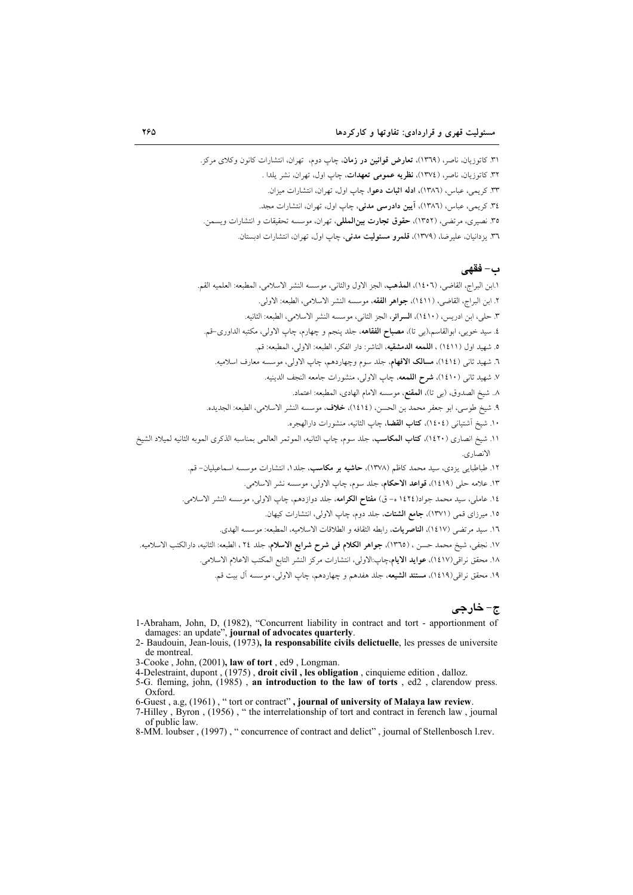۳۱. کاتوزیان، ناصر، (۱۳۶۹)، **تعارض قوانین در زمان**، چاپ دوم، تهران، انتشارات کانون وکلای مرکز.

۳۲. کاتوزیان، ناصر، (۱۳۷٤)، **نظریه عمومی تعهدات**، چاپ اول، تهران، نشر یلدا .

۳۳. کریمی، عباس، (۱۳۸٦)، **ادله اثبات دعوا**، چاپ اول، تهران، انتشارات میزان.

۳٤. کریمی، عباس، (۱۳۸٦)، **آیین دادرسی مدنی**، چاپ اول، تهران، انتشارات مجد.

۳۵. نصیری، مرتضی، (۱۳۵۲)، **حقوق تجارت بین‌المللی**، تهران، موسسه تحقیقات و انتشارات ویسمن.

۳٦. یزدانیان، علیرضا، (۱۳۷۹)، **قلمرو مسئولیت مدنی**، چاپ اول، تهران، انتشارات ادبستان.

## ب- فقهی

۱.ابن البراج، القاضی، (۱٤۰٦)، **المذهب**، الجز الاول والثانی، موسسه النشر الاسلامی، المطبعه: العلمیه القم.

۲. ابن البراج، القاضی، (۱٤۱۱)، **جواهر الفقه**، موسسه النشر الاسلامی، الطبعه: الاولی.

۳. حلی، ابن ادریس، (۱٤۱۰)، **السرائر**، الجز الثانی، موسسه النشر الاسلامی، الطبعه: الثانیه.

٤. سید خویی، ابوالقاسم،(بی تا)، **مصباح الفقاهه**، جلد پنجم و چهارم، چاپ الاولی، مکتبه الداوری-قم.

۵. شهید اول (۱٤۱۱) ، **اللمعه الدمشقیه**، الناشر: دار الفکر، الطبعه: الاولی، المطبعه: قم.

٦. شهید ثانی (۱٤۱٤)، **مسالک الافهام**، جلد سوم وچهاردهم، چاپ الاولی، موسسه معارف اسلامیه.

۷. شهید ثانی (۱٤۱۰)، **شرح اللمعه**، چاپ الاولی، منشورات جامعه النجف الدینیه.

۸. شیخ الصدوق، (بی تا)، **المقنع**، موسسه الامام الهادی، المطبعه: اعتماد.

۹. شیخ طوسی، ابو جعفر محمد بن الحسن، (۱٤۱٤)، **خلاف**، موسسه النشر الاسلامی، الطبعه: الجدیده.

۱۰. شیخ آشتیانی (۱٤۰٤)، **کتاب القضا**، چاپ الثانیه، منشورات دارالهجره.

۱۱. شیخ انصاری (۱٤۲۰)، **کتاب المکاسب**، جلد سوم، چاپ الثانیه، الموتمر العالمی بمناسبه الذکری المویه الثانیه لمیلاد الشیخ الانصاری.

۱۲. طباطبایی یزدی، سید محمد کاظم (۱۳۷۸)، **حاشیه بر مکاسب**، جلد۱، انتشارات موسسه اسماعیلیان- قم.

۱۳. علامه حلی (۱٤۱۹)، **قواعد الاحکام**، جلد سوم، چاپ الاولی، موسسه نشر الاسلامی.

۱٤. عاملی، سید محمد جواد(۱٤۲٤ ه- ق) **مفتاح الکرامه**، جلد دوازدهم، چاپ الاولی، موسسه النشر الاسلامی.

۱۵. میرزای قمی (۱۳۷۱)، **جامع الشتات**، جلد دوم، چاپ الاولی، انتشارات کیهان.

۱٦. سید مرتضی (۱٤۱۷)، **الناصریات**، رابطه الثقافه و الطلاقات الاسلامیه، المطبعه: موسسه الهدی.

۱۷. نجفی، شیخ محمد حسن ، (۱۳٦۵)، **جواهر الکلام فی شرح شرایع الاسلام**، جلد ۲٤ ، الطبعه: الثانیه، دارالکتب الاسلامیه.

۱۸. محقق نراقی(۱٤۱۷)، **عواید الایام**،چاپ:الاولی، انتشارات مرکز النشر التابع المکتب الاعلام الاسلامی.

۱۹. محقق نراقی(۱٤۱۹)، **مستند الشیعه**، جلد هفدهم و چهاردهم، چاپ الاولی، موسسه آل بیت قم.

## ج- خارجی

1-Abraham, John, D, (1982), "Concurrent liability in contract and tort - apportionment of damages: an update", **journal of advocates quarterly**.

2- Baudouin, Jean-louis, (1973)**, la responsabilite civils delictuelle**, les presses de universite de montreal.

3-Cooke , John, (2001)**, law of tort** , ed9 , Longman.

4-Delestraint, dupont , (1975) , **droit civil , les obligation** , cinquieme edition , dalloz.

5-G. fleming, john, (1985) , **an introduction to the law of torts** , ed2 , clarendow press. Oxford.

6-Guest , a.g, (1961) , " tort or contract" **, journal of university of Malaya law review**.

7-Hilley , Byron , (1956) , " the interrelationship of tort and contract in ferench law , journal of public law.

8-MM. loubser , (1997) , " concurrence of contract and delict" , journal of Stellenbosch l.rev.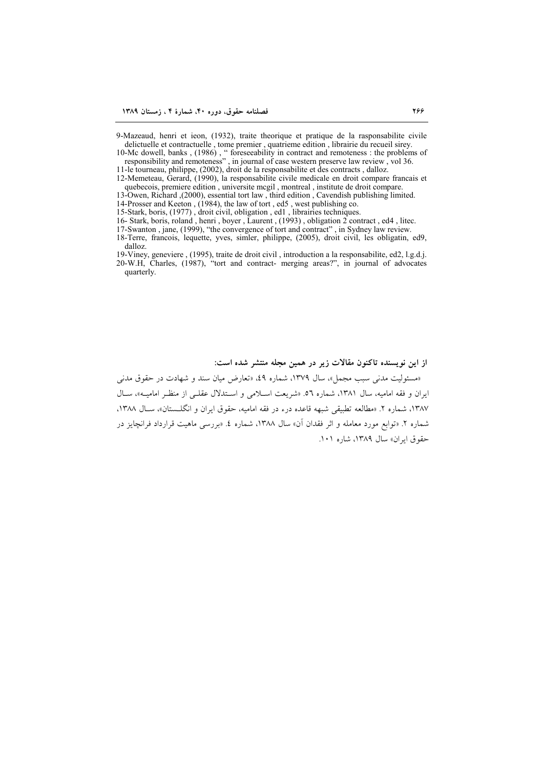9-Mazeaud, henri et ieon, (1932), traite theorique et pratique de la rasponsabilite civile delictuelle et contractuelle , tome premier , quatrieme edition , librairie du recueil sirey.

10-Mc dowell, banks , (1986) , " foreseeability in contract and remoteness : the problems of responsibility and remoteness" , in journal of case western preserve law review , vol 36.

11-le tourneau, philippe, (2002), droit de la responsabilite et des contracts , dalloz.

12-Memeteau, Gerard, (1990), la responsabilite civile medicale en droit compare francais et quebecois, premiere edition , universite mcgil , montreal , institute de droit compare.

13-Owen, Richard ,(2000), essential tort law , third edition , Cavendish publishing limited.

14-Prosser and Keeton , (1984), the law of tort , ed5 , west publishing co.

15-Stark, boris, (1977) , droit civil, obligation , ed1 , librairies techniques.

16- Stark, boris, roland , henri , boyer , Laurent , (1993) , obligation 2 contract , ed4 , litec.

17-Swanton , jane, (1999), "the convergence of tort and contract" , in Sydney law review.

18-Terre, francois, lequette, yves, simler, philippe, (2005), droit civil, les obligatin, ed9, dalloz.

19-Viney, geneviere , (1995), traite de droit civil , introduction a la responsabilite, ed2, l.g.d.j.

20-W.H, Charles, (1987), "tort and contract- merging areas?", in journal of advocates quarterly.

**از این نویسنده تاکنون مقالات زیر در همین مجله منتشر شده است:**

«مسئولیت مدنی سبب مجمل»، سال ۱۳۷۹، شماره ٤۹، «تعارض میان سند و شهادت در حقوق مدنی ایران و فقه امامیه، سال ۱۳۸۱، شماره ٥٦. «شریعت اسلامی و استدلال عقلی از منظر امامیه»، سال ۱۳۸۷، شماره ۲. «مطالعه تطبیقی شبهه قاعده درء در فقه امامیه، حقوق ایران و انگلستان»، سال ۱۳۸۸، شماره ۲. «توابع مورد معامله و اثر فقدان آن» سال ۱۳۸۸، شماره ٤. «بررسی ماهیت قرارداد فرانچایز در حقوق ایران» سال ۱۳۸۹، شاره ۱۰۱.